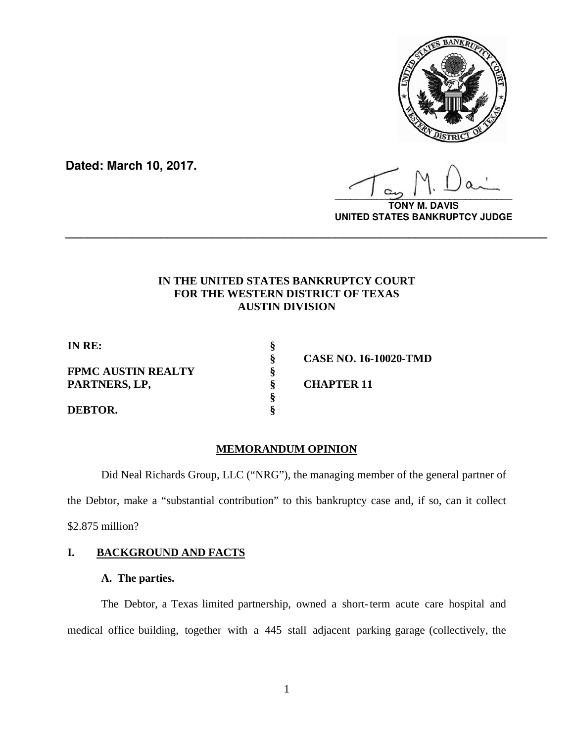**Dated: March 10, 2017.**

**TONY M. DAVIS**
**UNITED STATES BANKRUPTCY JUDGE**

---

**IN THE UNITED STATES BANKRUPTCY COURT**
**FOR THE WESTERN DISTRICT OF TEXAS**
**AUSTIN DIVISION**

| | | |
|---|---|---|
| **IN RE:** | § | |
| | § | **CASE NO. 16-10020-TMD** |
| **FPMC AUSTIN REALTY** | § | |
| **PARTNERS, LP,** | § | **CHAPTER 11** |
| | § | |
| **DEBTOR.** | § | |

## MEMORANDUM OPINION

Did Neal Richards Group, LLC ("NRG"), the managing member of the general partner of the Debtor, make a "substantial contribution" to this bankruptcy case and, if so, can it collect $2.875 million?

### I. BACKGROUND AND FACTS

#### A. The parties.

The Debtor, a Texas limited partnership, owned a short-term acute care hospital and medical office building, together with a 445 stall adjacent parking garage (collectively, the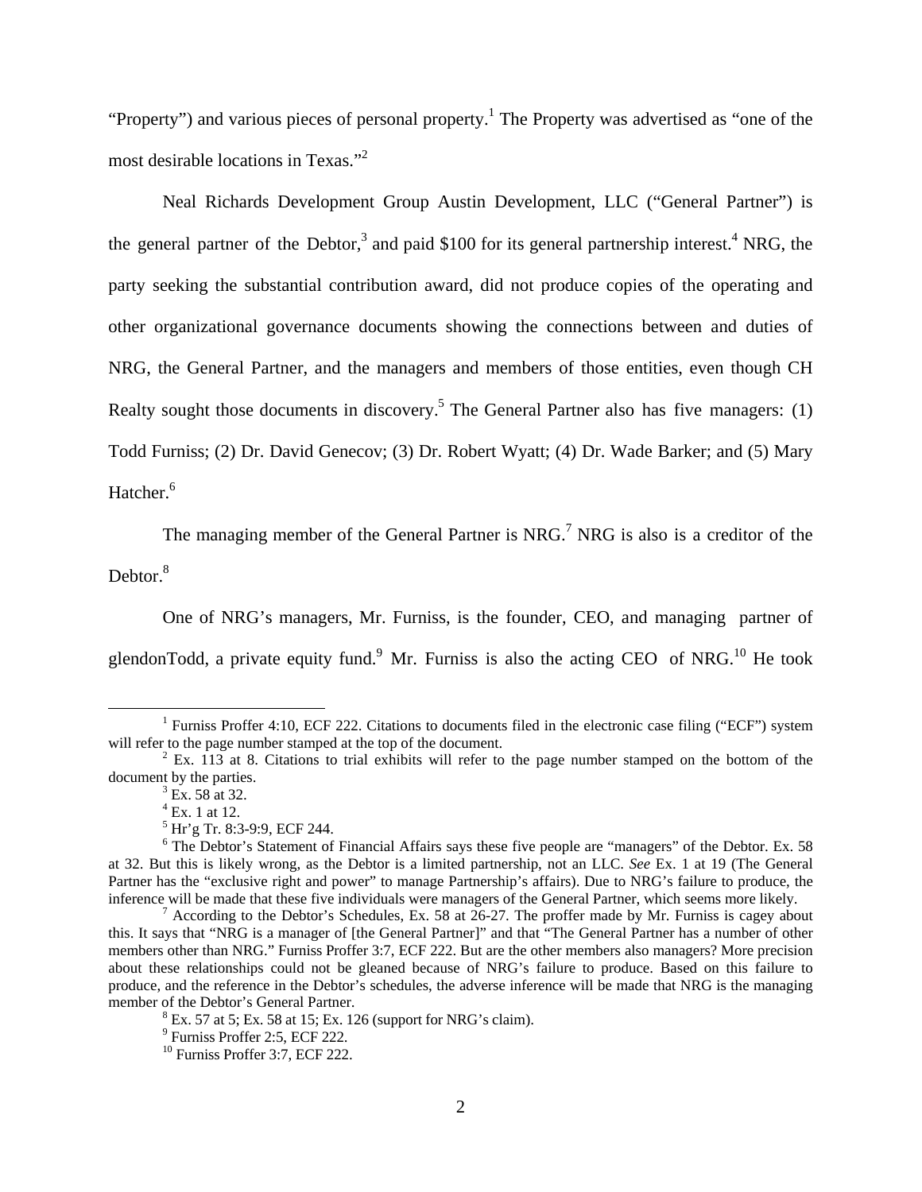"Property") and various pieces of personal property.[1] The Property was advertised as "one of the most desirable locations in Texas."[2]

Neal Richards Development Group Austin Development, LLC ("General Partner") is the general partner of the Debtor,[3] and paid $100 for its general partnership interest.[4] NRG, the party seeking the substantial contribution award, did not produce copies of the operating and other organizational governance documents showing the connections between and duties of NRG, the General Partner, and the managers and members of those entities, even though CH Realty sought those documents in discovery.[5] The General Partner also has five managers: (1) Todd Furniss; (2) Dr. David Genecov; (3) Dr. Robert Wyatt; (4) Dr. Wade Barker; and (5) Mary Hatcher.[6]

The managing member of the General Partner is NRG.[7] NRG is also is a creditor of the Debtor.[8]

One of NRG's managers, Mr. Furniss, is the founder, CEO, and managing partner of glendonTodd, a private equity fund.[9] Mr. Furniss is also the acting CEO of NRG.[10] He took

---

[1] Furniss Proffer 4:10, ECF 222. Citations to documents filed in the electronic case filing ("ECF") system will refer to the page number stamped at the top of the document.

[2] Ex. 113 at 8. Citations to trial exhibits will refer to the page number stamped on the bottom of the document by the parties.

[3] Ex. 58 at 32.

[4] Ex. 1 at 12.

[5] Hr'g Tr. 8:3-9:9, ECF 244.

[6] The Debtor's Statement of Financial Affairs says these five people are "managers" of the Debtor. Ex. 58 at 32. But this is likely wrong, as the Debtor is a limited partnership, not an LLC. *See* Ex. 1 at 19 (The General Partner has the "exclusive right and power" to manage Partnership's affairs). Due to NRG's failure to produce, the inference will be made that these five individuals were managers of the General Partner, which seems more likely.

[7] According to the Debtor's Schedules, Ex. 58 at 26-27. The proffer made by Mr. Furniss is cagey about this. It says that "NRG is a manager of [the General Partner]" and that "The General Partner has a number of other members other than NRG." Furniss Proffer 3:7, ECF 222. But are the other members also managers? More precision about these relationships could not be gleaned because of NRG's failure to produce. Based on this failure to produce, and the reference in the Debtor's schedules, the adverse inference will be made that NRG is the managing member of the Debtor's General Partner.

[8] Ex. 57 at 5; Ex. 58 at 15; Ex. 126 (support for NRG's claim).

[9] Furniss Proffer 2:5, ECF 222.

[10] Furniss Proffer 3:7, ECF 222.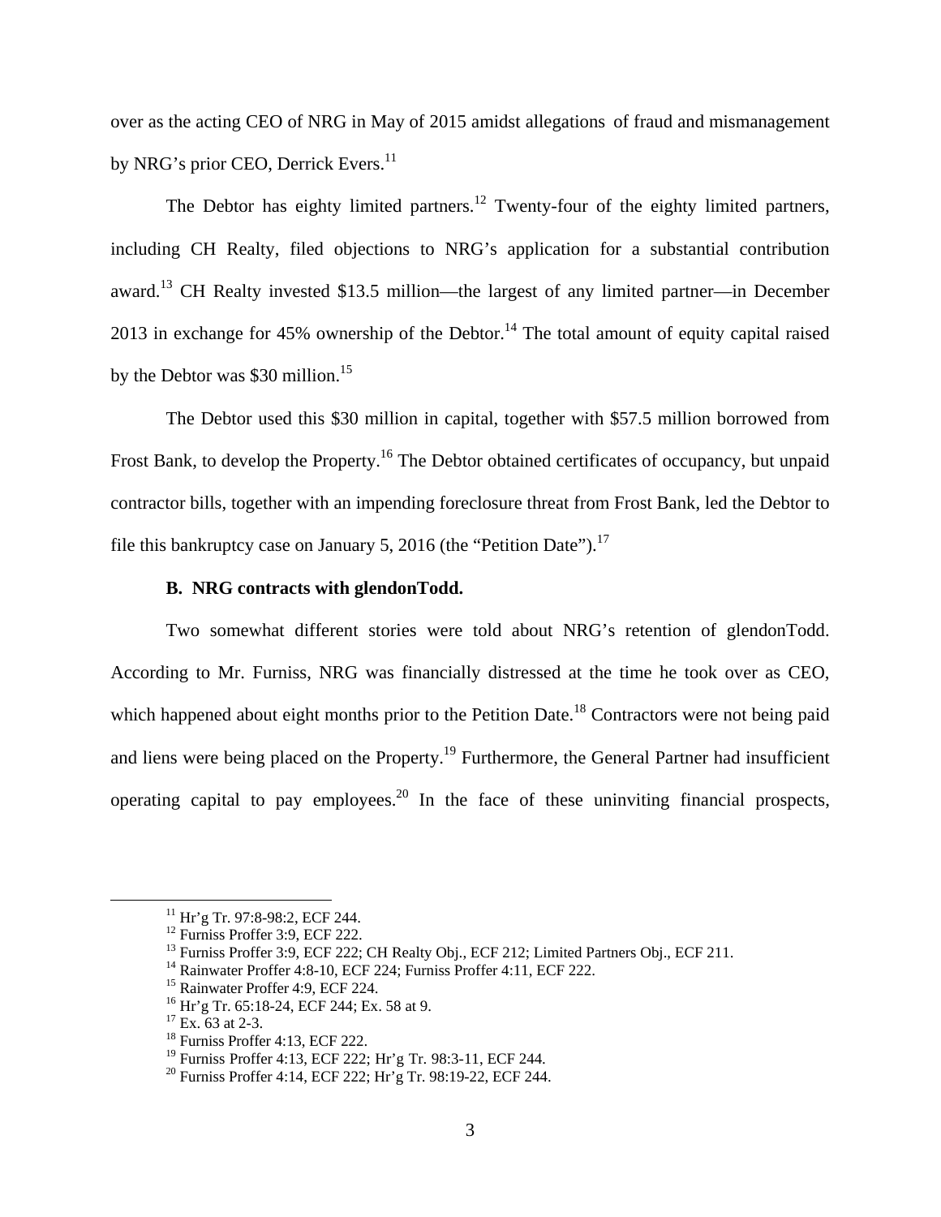over as the acting CEO of NRG in May of 2015 amidst allegations of fraud and mismanagement by NRG's prior CEO, Derrick Evers.[11]

The Debtor has eighty limited partners.[12] Twenty-four of the eighty limited partners, including CH Realty, filed objections to NRG's application for a substantial contribution award.[13] CH Realty invested $13.5 million—the largest of any limited partner—in December 2013 in exchange for 45% ownership of the Debtor.[14] The total amount of equity capital raised by the Debtor was $30 million.[15]

The Debtor used this $30 million in capital, together with $57.5 million borrowed from Frost Bank, to develop the Property.[16] The Debtor obtained certificates of occupancy, but unpaid contractor bills, together with an impending foreclosure threat from Frost Bank, led the Debtor to file this bankruptcy case on January 5, 2016 (the "Petition Date").[17]

### B. NRG contracts with glendonTodd.

Two somewhat different stories were told about NRG's retention of glendonTodd. According to Mr. Furniss, NRG was financially distressed at the time he took over as CEO, which happened about eight months prior to the Petition Date.[18] Contractors were not being paid and liens were being placed on the Property.[19] Furthermore, the General Partner had insufficient operating capital to pay employees.[20] In the face of these uninviting financial prospects,

[11] Hr'g Tr. 97:8-98:2, ECF 244.
[12] Furniss Proffer 3:9, ECF 222.
[13] Furniss Proffer 3:9, ECF 222; CH Realty Obj., ECF 212; Limited Partners Obj., ECF 211.
[14] Rainwater Proffer 4:8-10, ECF 224; Furniss Proffer 4:11, ECF 222.
[15] Rainwater Proffer 4:9, ECF 224.
[16] Hr'g Tr. 65:18-24, ECF 244; Ex. 58 at 9.
[17] Ex. 63 at 2-3.
[18] Furniss Proffer 4:13, ECF 222.
[19] Furniss Proffer 4:13, ECF 222; Hr'g Tr. 98:3-11, ECF 244.
[20] Furniss Proffer 4:14, ECF 222; Hr'g Tr. 98:19-22, ECF 244.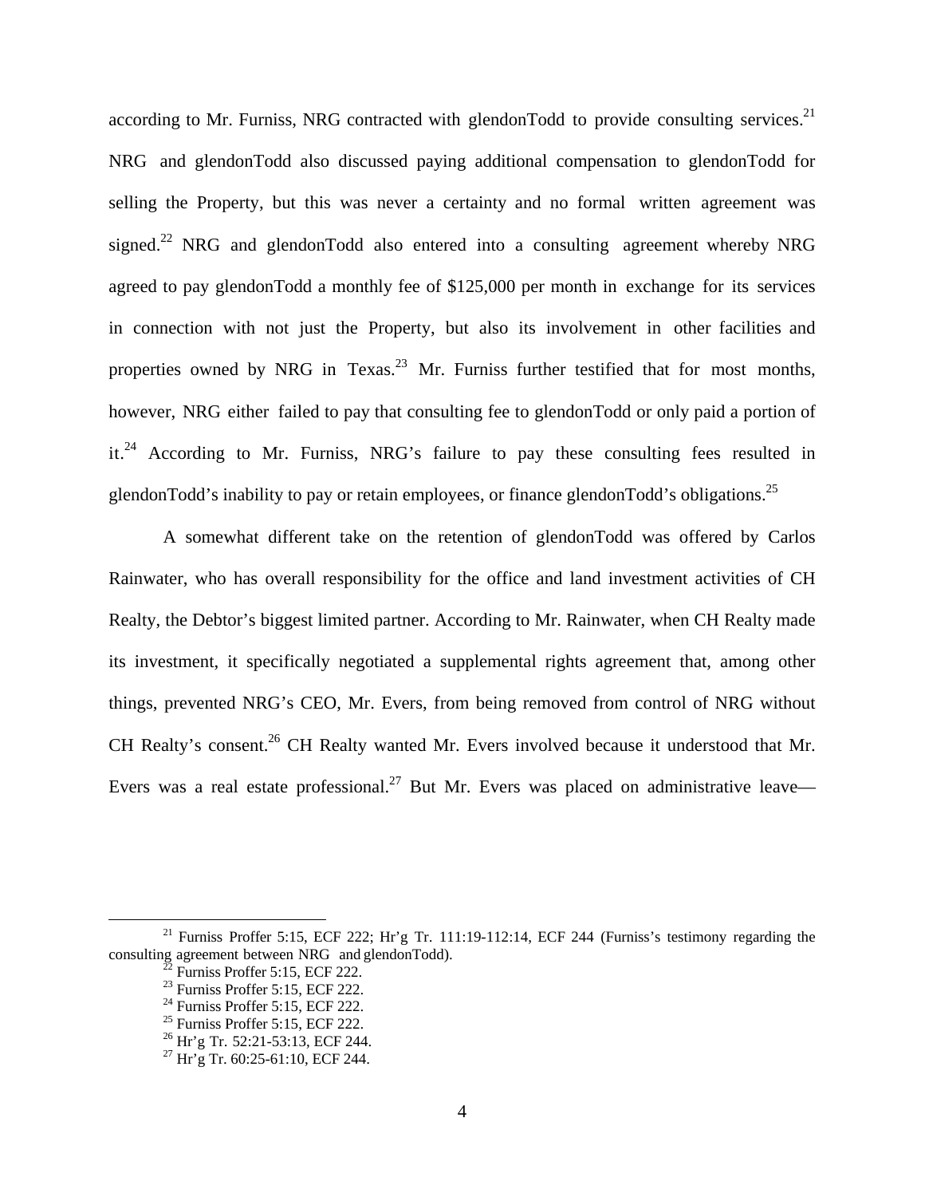according to Mr. Furniss, NRG contracted with glendonTodd to provide consulting services.[21] NRG and glendonTodd also discussed paying additional compensation to glendonTodd for selling the Property, but this was never a certainty and no formal written agreement was signed.[22] NRG and glendonTodd also entered into a consulting agreement whereby NRG agreed to pay glendonTodd a monthly fee of $125,000 per month in exchange for its services in connection with not just the Property, but also its involvement in other facilities and properties owned by NRG in Texas.[23] Mr. Furniss further testified that for most months, however, NRG either failed to pay that consulting fee to glendonTodd or only paid a portion of it.[24] According to Mr. Furniss, NRG's failure to pay these consulting fees resulted in glendonTodd's inability to pay or retain employees, or finance glendonTodd's obligations.[25]

A somewhat different take on the retention of glendonTodd was offered by Carlos Rainwater, who has overall responsibility for the office and land investment activities of CH Realty, the Debtor's biggest limited partner. According to Mr. Rainwater, when CH Realty made its investment, it specifically negotiated a supplemental rights agreement that, among other things, prevented NRG's CEO, Mr. Evers, from being removed from control of NRG without CH Realty's consent.[26] CH Realty wanted Mr. Evers involved because it understood that Mr. Evers was a real estate professional.[27] But Mr. Evers was placed on administrative leave—

---

[21] Furniss Proffer 5:15, ECF 222; Hr'g Tr. 111:19-112:14, ECF 244 (Furniss's testimony regarding the consulting agreement between NRG and glendonTodd).

[22] Furniss Proffer 5:15, ECF 222.

[23] Furniss Proffer 5:15, ECF 222.

[24] Furniss Proffer 5:15, ECF 222.

[25] Furniss Proffer 5:15, ECF 222.

[26] Hr'g Tr. 52:21-53:13, ECF 244.

[27] Hr'g Tr. 60:25-61:10, ECF 244.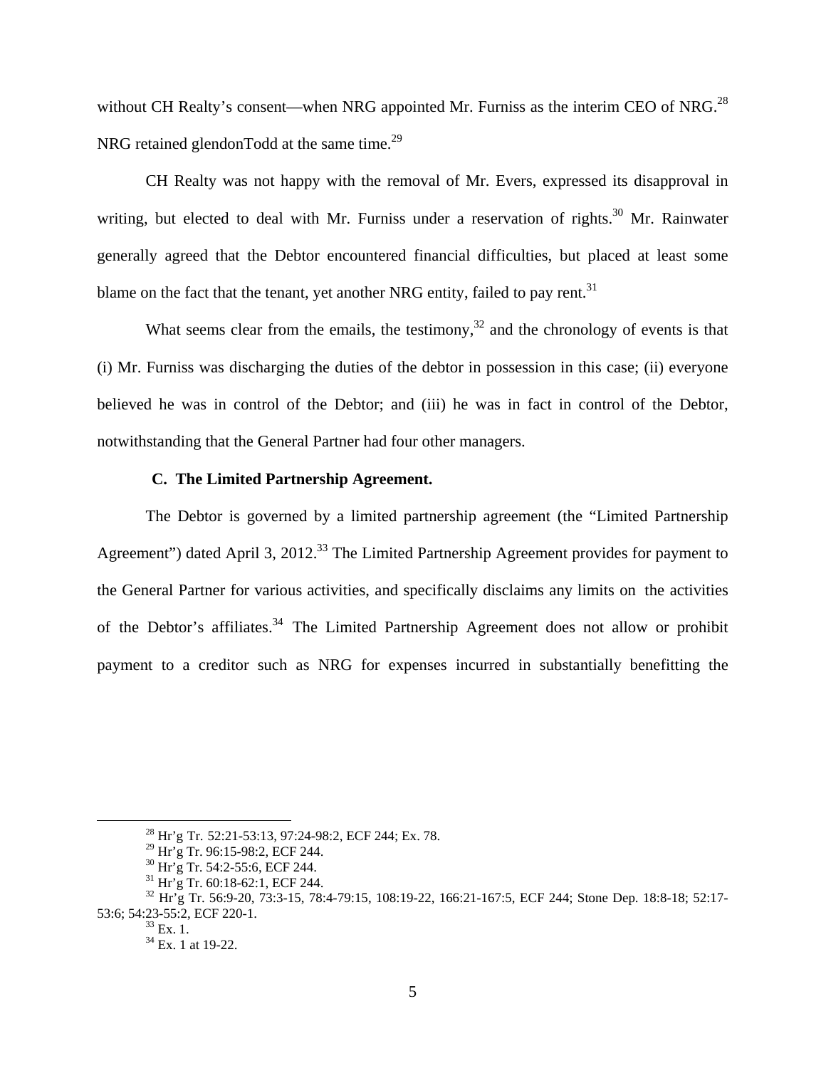without CH Realty's consent—when NRG appointed Mr. Furniss as the interim CEO of NRG.[28] NRG retained glendonTodd at the same time.[29]

CH Realty was not happy with the removal of Mr. Evers, expressed its disapproval in writing, but elected to deal with Mr. Furniss under a reservation of rights.[30] Mr. Rainwater generally agreed that the Debtor encountered financial difficulties, but placed at least some blame on the fact that the tenant, yet another NRG entity, failed to pay rent.[31]

What seems clear from the emails, the testimony,[32] and the chronology of events is that (i) Mr. Furniss was discharging the duties of the debtor in possession in this case; (ii) everyone believed he was in control of the Debtor; and (iii) he was in fact in control of the Debtor, notwithstanding that the General Partner had four other managers.

### C. The Limited Partnership Agreement.

The Debtor is governed by a limited partnership agreement (the "Limited Partnership Agreement") dated April 3, 2012.[33] The Limited Partnership Agreement provides for payment to the General Partner for various activities, and specifically disclaims any limits on the activities of the Debtor's affiliates.[34] The Limited Partnership Agreement does not allow or prohibit payment to a creditor such as NRG for expenses incurred in substantially benefitting the

---

[28] Hr'g Tr. 52:21-53:13, 97:24-98:2, ECF 244; Ex. 78.

[29] Hr'g Tr. 96:15-98:2, ECF 244.

[30] Hr'g Tr. 54:2-55:6, ECF 244.

[31] Hr'g Tr. 60:18-62:1, ECF 244.

[32] Hr'g Tr. 56:9-20, 73:3-15, 78:4-79:15, 108:19-22, 166:21-167:5, ECF 244; Stone Dep. 18:8-18; 52:17-53:6; 54:23-55:2, ECF 220-1.

[33] Ex. 1.

[34] Ex. 1 at 19-22.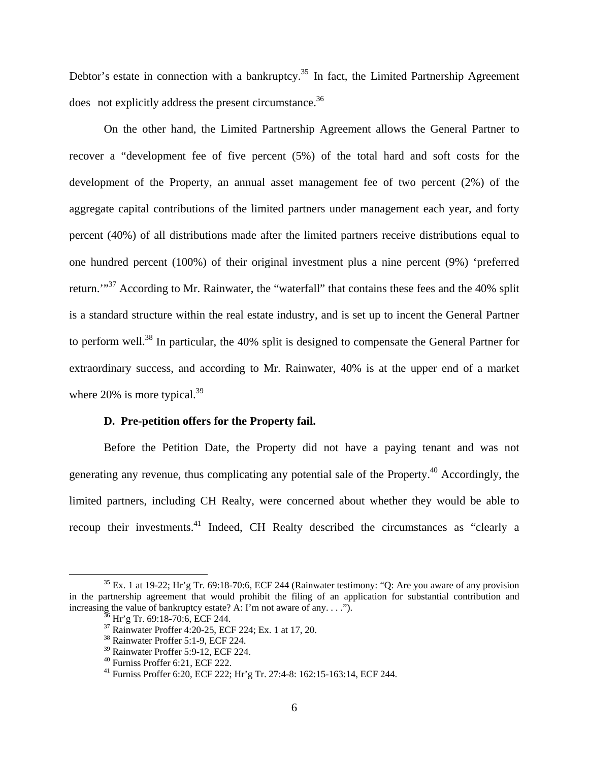Debtor's estate in connection with a bankruptcy.[35] In fact, the Limited Partnership Agreement does not explicitly address the present circumstance.[36]

On the other hand, the Limited Partnership Agreement allows the General Partner to recover a "development fee of five percent (5%) of the total hard and soft costs for the development of the Property, an annual asset management fee of two percent (2%) of the aggregate capital contributions of the limited partners under management each year, and forty percent (40%) of all distributions made after the limited partners receive distributions equal to one hundred percent (100%) of their original investment plus a nine percent (9%) 'preferred return.'"[37] According to Mr. Rainwater, the "waterfall" that contains these fees and the 40% split is a standard structure within the real estate industry, and is set up to incent the General Partner to perform well.[38] In particular, the 40% split is designed to compensate the General Partner for extraordinary success, and according to Mr. Rainwater, 40% is at the upper end of a market where 20% is more typical.[39]

**D. Pre-petition offers for the Property fail.**

Before the Petition Date, the Property did not have a paying tenant and was not generating any revenue, thus complicating any potential sale of the Property.[40] Accordingly, the limited partners, including CH Realty, were concerned about whether they would be able to recoup their investments.[41] Indeed, CH Realty described the circumstances as "clearly a

---

[35] Ex. 1 at 19-22; Hr'g Tr. 69:18-70:6, ECF 244 (Rainwater testimony: "Q: Are you aware of any provision in the partnership agreement that would prohibit the filing of an application for substantial contribution and increasing the value of bankruptcy estate? A: I'm not aware of any. . . .").

[36] Hr'g Tr. 69:18-70:6, ECF 244.

[37] Rainwater Proffer 4:20-25, ECF 224; Ex. 1 at 17, 20.

[38] Rainwater Proffer 5:1-9, ECF 224.

[39] Rainwater Proffer 5:9-12, ECF 224.

[40] Furniss Proffer 6:21, ECF 222.

[41] Furniss Proffer 6:20, ECF 222; Hr'g Tr. 27:4-8: 162:15-163:14, ECF 244.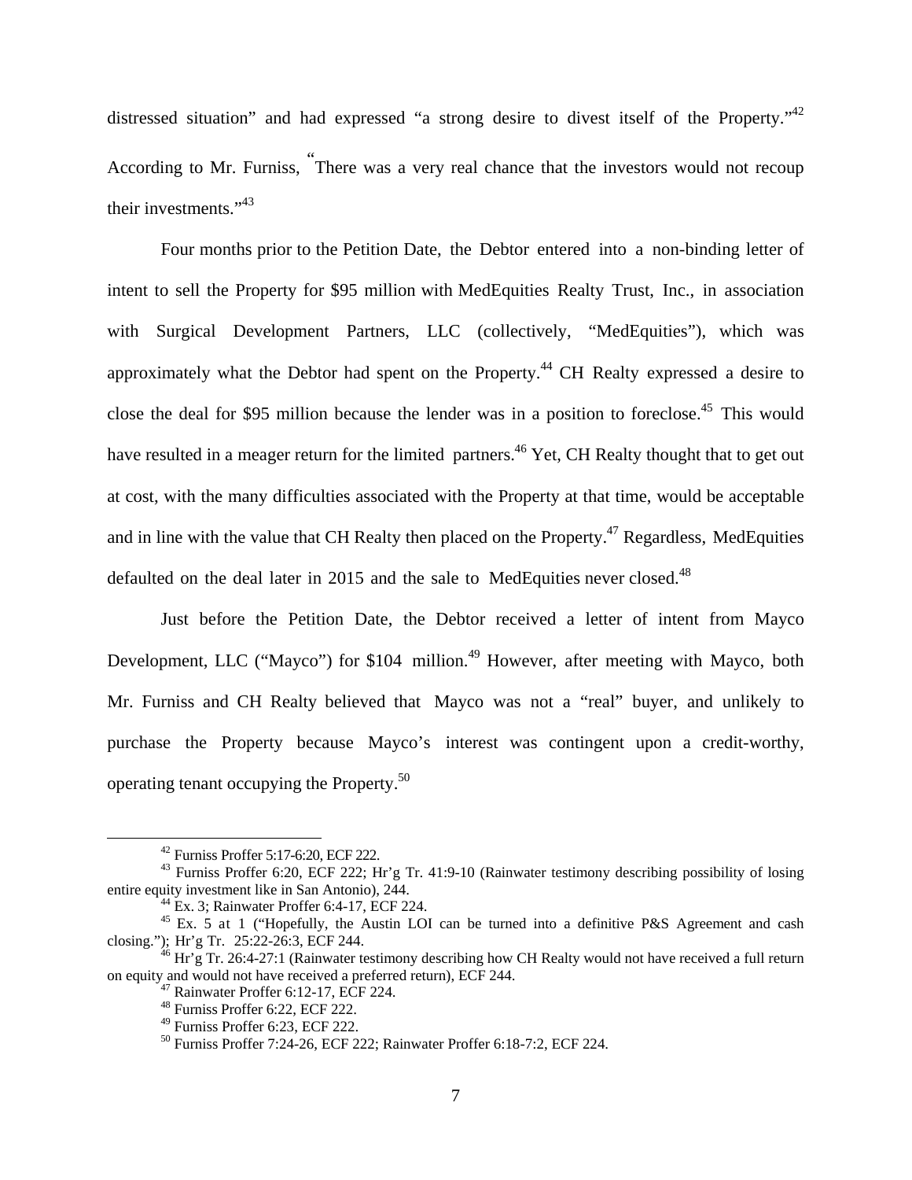distressed situation" and had expressed "a strong desire to divest itself of the Property."[42] According to Mr. Furniss, "There was a very real chance that the investors would not recoup their investments."[43]

Four months prior to the Petition Date, the Debtor entered into a non-binding letter of intent to sell the Property for $95 million with MedEquities Realty Trust, Inc., in association with Surgical Development Partners, LLC (collectively, "MedEquities"), which was approximately what the Debtor had spent on the Property.[44] CH Realty expressed a desire to close the deal for $95 million because the lender was in a position to foreclose.[45] This would have resulted in a meager return for the limited partners.[46] Yet, CH Realty thought that to get out at cost, with the many difficulties associated with the Property at that time, would be acceptable and in line with the value that CH Realty then placed on the Property.[47] Regardless, MedEquities defaulted on the deal later in 2015 and the sale to MedEquities never closed.[48]

Just before the Petition Date, the Debtor received a letter of intent from Mayco Development, LLC ("Mayco") for $104 million.[49] However, after meeting with Mayco, both Mr. Furniss and CH Realty believed that Mayco was not a "real" buyer, and unlikely to purchase the Property because Mayco's interest was contingent upon a credit-worthy, operating tenant occupying the Property.[50]

---

[42] Furniss Proffer 5:17-6:20, ECF 222.

[43] Furniss Proffer 6:20, ECF 222; Hr'g Tr. 41:9-10 (Rainwater testimony describing possibility of losing entire equity investment like in San Antonio), 244.

[44] Ex. 3; Rainwater Proffer 6:4-17, ECF 224.

[45] Ex. 5 at 1 ("Hopefully, the Austin LOI can be turned into a definitive P&S Agreement and cash closing."); Hr'g Tr. 25:22-26:3, ECF 244.

[46] Hr'g Tr. 26:4-27:1 (Rainwater testimony describing how CH Realty would not have received a full return on equity and would not have received a preferred return), ECF 244.

[47] Rainwater Proffer 6:12-17, ECF 224.

[48] Furniss Proffer 6:22, ECF 222.

[49] Furniss Proffer 6:23, ECF 222.

[50] Furniss Proffer 7:24-26, ECF 222; Rainwater Proffer 6:18-7:2, ECF 224.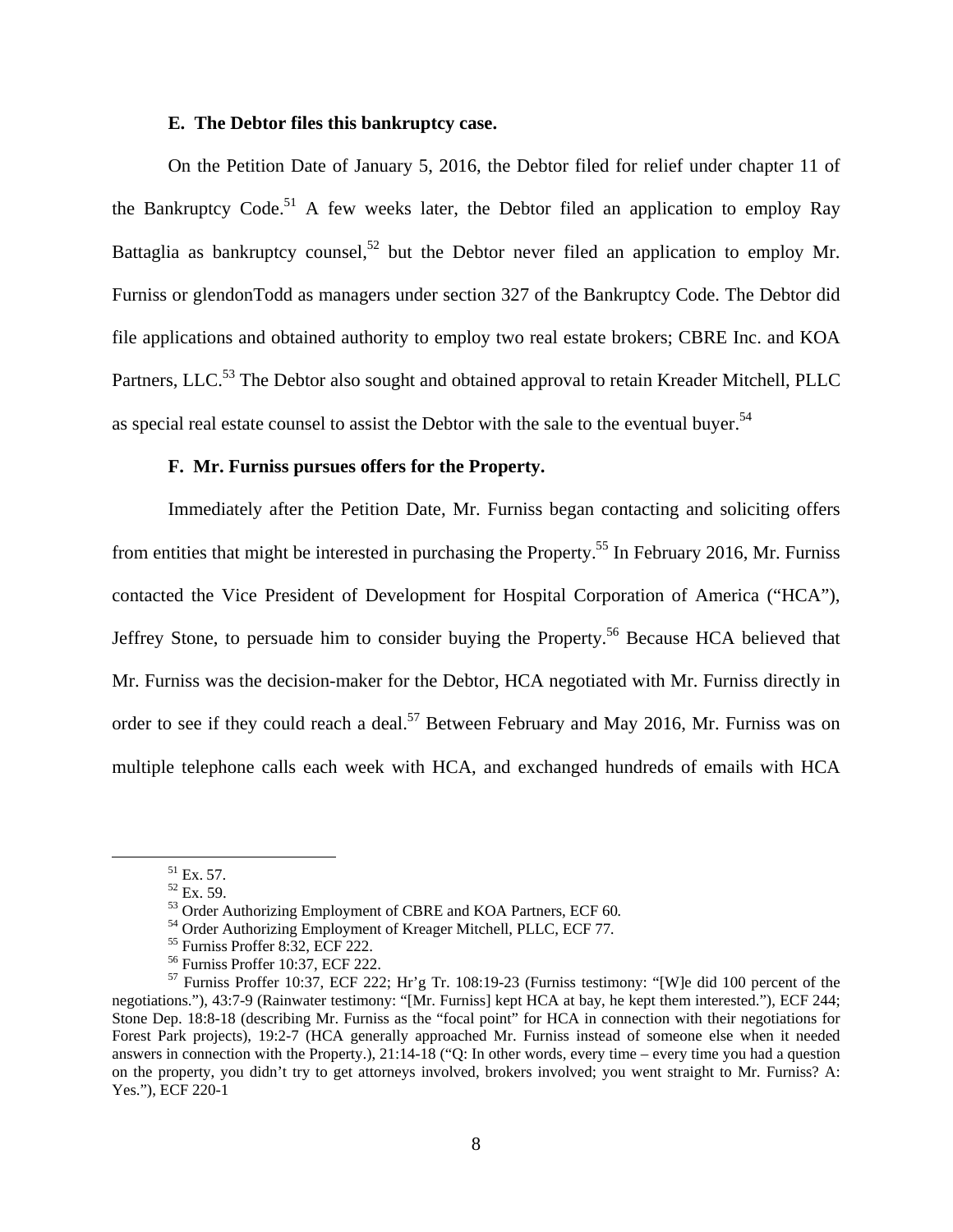### E. The Debtor files this bankruptcy case.

On the Petition Date of January 5, 2016, the Debtor filed for relief under chapter 11 of the Bankruptcy Code.[51] A few weeks later, the Debtor filed an application to employ Ray Battaglia as bankruptcy counsel,[52] but the Debtor never filed an application to employ Mr. Furniss or glendonTodd as managers under section 327 of the Bankruptcy Code. The Debtor did file applications and obtained authority to employ two real estate brokers; CBRE Inc. and KOA Partners, LLC.[53] The Debtor also sought and obtained approval to retain Kreader Mitchell, PLLC as special real estate counsel to assist the Debtor with the sale to the eventual buyer.[54]

### F. Mr. Furniss pursues offers for the Property.

Immediately after the Petition Date, Mr. Furniss began contacting and soliciting offers from entities that might be interested in purchasing the Property.[55] In February 2016, Mr. Furniss contacted the Vice President of Development for Hospital Corporation of America ("HCA"), Jeffrey Stone, to persuade him to consider buying the Property.[56] Because HCA believed that Mr. Furniss was the decision-maker for the Debtor, HCA negotiated with Mr. Furniss directly in order to see if they could reach a deal.[57] Between February and May 2016, Mr. Furniss was on multiple telephone calls each week with HCA, and exchanged hundreds of emails with HCA

---

[51] Ex. 57.

[52] Ex. 59.

[53] Order Authorizing Employment of CBRE and KOA Partners, ECF 60.

[54] Order Authorizing Employment of Kreager Mitchell, PLLC, ECF 77.

[55] Furniss Proffer 8:32, ECF 222.

[56] Furniss Proffer 10:37, ECF 222.

[57] Furniss Proffer 10:37, ECF 222; Hr'g Tr. 108:19-23 (Furniss testimony: "[W]e did 100 percent of the negotiations."), 43:7-9 (Rainwater testimony: "[Mr. Furniss] kept HCA at bay, he kept them interested."), ECF 244; Stone Dep. 18:8-18 (describing Mr. Furniss as the "focal point" for HCA in connection with their negotiations for Forest Park projects), 19:2-7 (HCA generally approached Mr. Furniss instead of someone else when it needed answers in connection with the Property.), 21:14-18 ("Q: In other words, every time – every time you had a question on the property, you didn't try to get attorneys involved, brokers involved; you went straight to Mr. Furniss? A: Yes."), ECF 220-1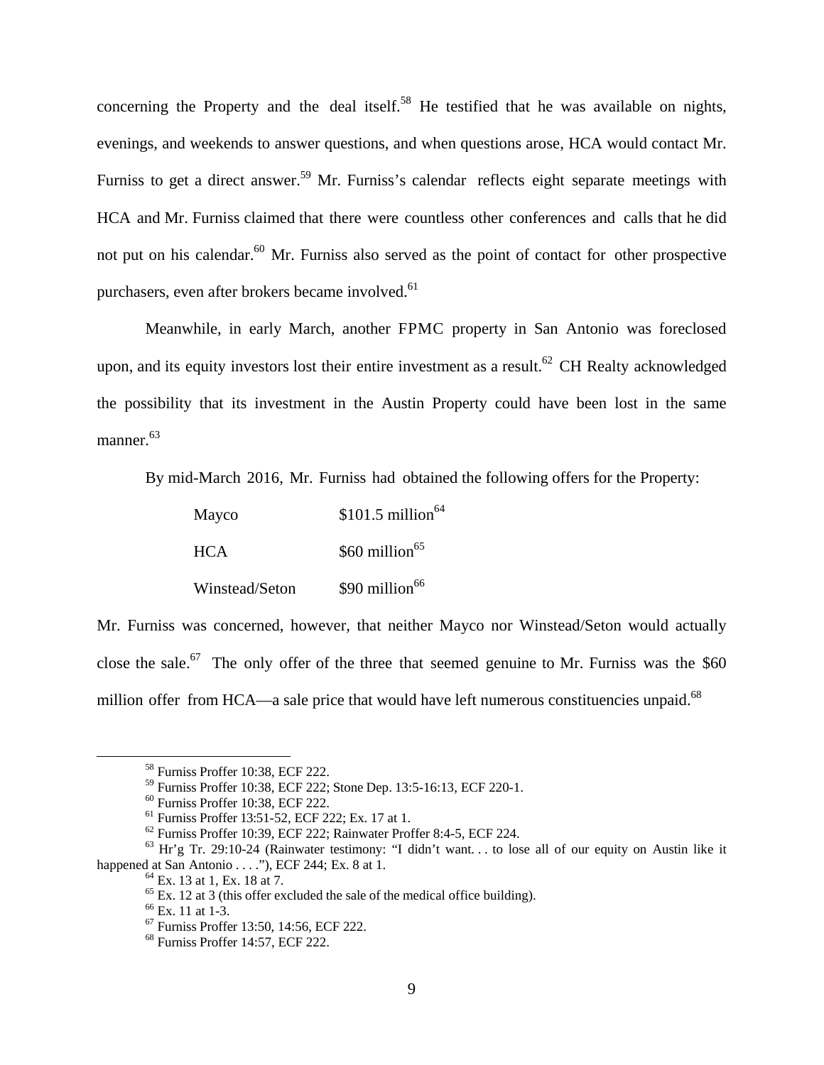concerning the Property and the deal itself.[58] He testified that he was available on nights, evenings, and weekends to answer questions, and when questions arose, HCA would contact Mr. Furniss to get a direct answer.[59] Mr. Furniss's calendar reflects eight separate meetings with HCA and Mr. Furniss claimed that there were countless other conferences and calls that he did not put on his calendar.[60] Mr. Furniss also served as the point of contact for other prospective purchasers, even after brokers became involved.[61]

Meanwhile, in early March, another FPMC property in San Antonio was foreclosed upon, and its equity investors lost their entire investment as a result.[62] CH Realty acknowledged the possibility that its investment in the Austin Property could have been lost in the same manner.[63]

By mid-March 2016, Mr. Furniss had obtained the following offers for the Property:

| | |
|---|---|
| Mayco | $101.5 million[64] |
| HCA | $60 million[65] |
| Winstead/Seton | $90 million[66] |

Mr. Furniss was concerned, however, that neither Mayco nor Winstead/Seton would actually close the sale.[67] The only offer of the three that seemed genuine to Mr. Furniss was the $60 million offer from HCA—a sale price that would have left numerous constituencies unpaid.[68]

---

[58] Furniss Proffer 10:38, ECF 222.

[59] Furniss Proffer 10:38, ECF 222; Stone Dep. 13:5-16:13, ECF 220-1.

[60] Furniss Proffer 10:38, ECF 222.

[61] Furniss Proffer 13:51-52, ECF 222; Ex. 17 at 1.

[62] Furniss Proffer 10:39, ECF 222; Rainwater Proffer 8:4-5, ECF 224.

[63] Hr'g Tr. 29:10-24 (Rainwater testimony: "I didn't want. . . to lose all of our equity on Austin like it happened at San Antonio . . . ."), ECF 244; Ex. 8 at 1.

[64] Ex. 13 at 1, Ex. 18 at 7.

[65] Ex. 12 at 3 (this offer excluded the sale of the medical office building).

[66] Ex. 11 at 1-3.

[67] Furniss Proffer 13:50, 14:56, ECF 222.

[68] Furniss Proffer 14:57, ECF 222.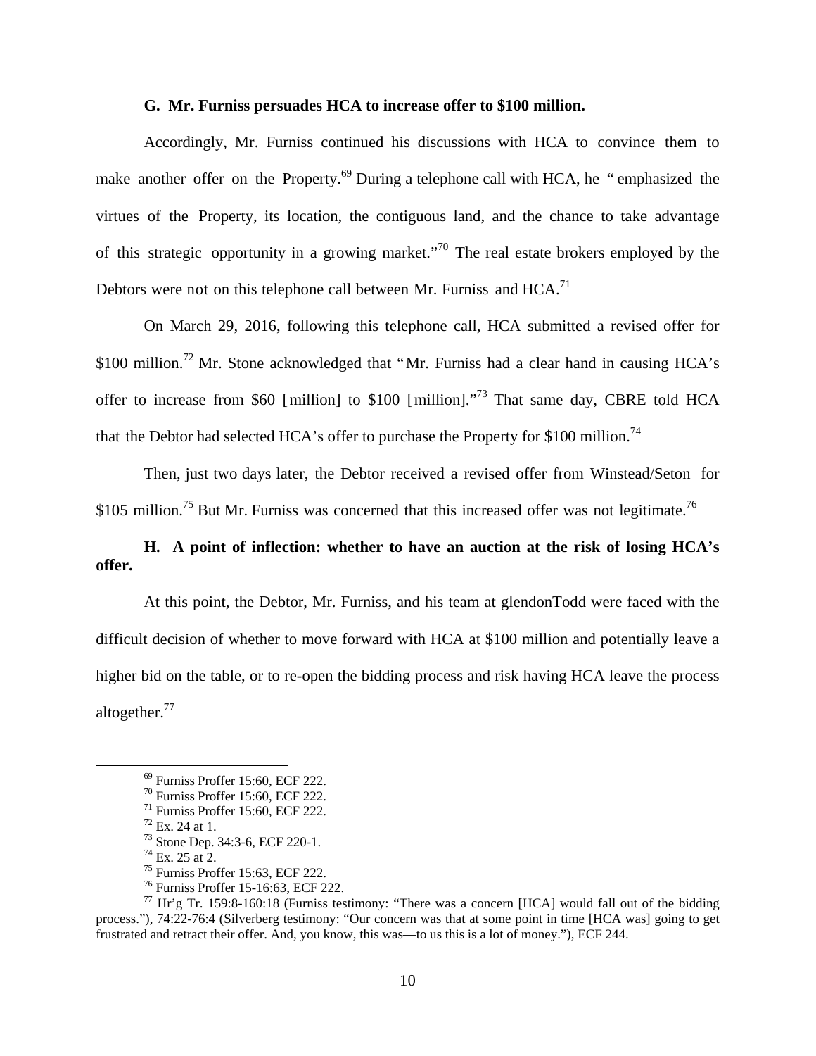### G. Mr. Furniss persuades HCA to increase offer to $100 million.

Accordingly, Mr. Furniss continued his discussions with HCA to convince them to make another offer on the Property.[69] During a telephone call with HCA, he "emphasized the virtues of the Property, its location, the contiguous land, and the chance to take advantage of this strategic opportunity in a growing market."[70] The real estate brokers employed by the Debtors were not on this telephone call between Mr. Furniss and HCA.[71]

On March 29, 2016, following this telephone call, HCA submitted a revised offer for $100 million.[72] Mr. Stone acknowledged that "Mr. Furniss had a clear hand in causing HCA's offer to increase from $60 [million] to $100 [million]."[73] That same day, CBRE told HCA that the Debtor had selected HCA's offer to purchase the Property for $100 million.[74]

Then, just two days later, the Debtor received a revised offer from Winstead/Seton for $105 million.[75] But Mr. Furniss was concerned that this increased offer was not legitimate.[76]

### H. A point of inflection: whether to have an auction at the risk of losing HCA's offer.

At this point, the Debtor, Mr. Furniss, and his team at glendonTodd were faced with the difficult decision of whether to move forward with HCA at $100 million and potentially leave a higher bid on the table, or to re-open the bidding process and risk having HCA leave the process altogether.[77]

---

[69] Furniss Proffer 15:60, ECF 222.

[70] Furniss Proffer 15:60, ECF 222.

[71] Furniss Proffer 15:60, ECF 222.

[72] Ex. 24 at 1.

[73] Stone Dep. 34:3-6, ECF 220-1.

[74] Ex. 25 at 2.

[75] Furniss Proffer 15:63, ECF 222.

[76] Furniss Proffer 15-16:63, ECF 222.

[77] Hr'g Tr. 159:8-160:18 (Furniss testimony: "There was a concern [HCA] would fall out of the bidding process."), 74:22-76:4 (Silverberg testimony: "Our concern was that at some point in time [HCA was] going to get frustrated and retract their offer. And, you know, this was—to us this is a lot of money."), ECF 244.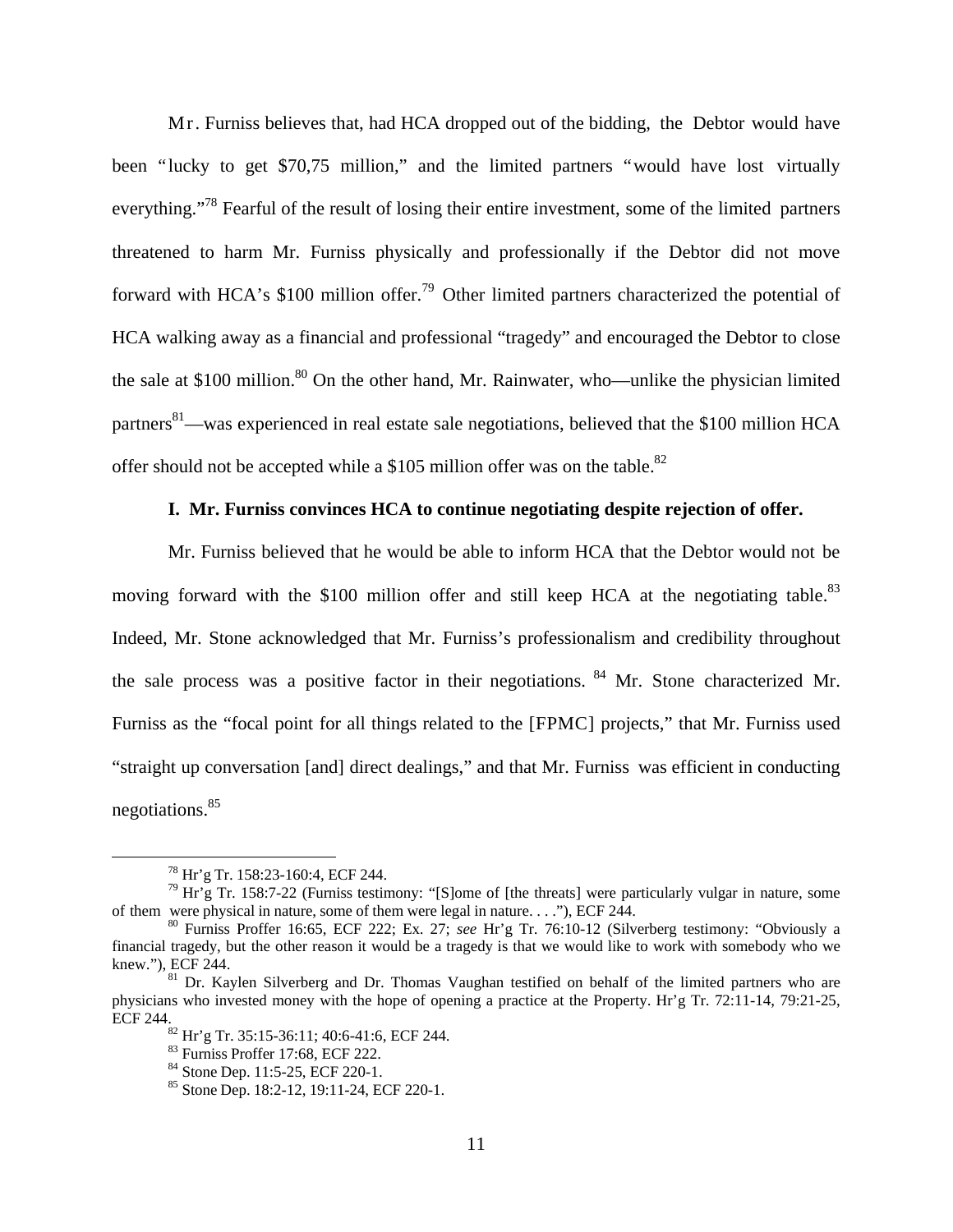Mr. Furniss believes that, had HCA dropped out of the bidding, the Debtor would have been "lucky to get $70,75 million," and the limited partners "would have lost virtually everything."[78] Fearful of the result of losing their entire investment, some of the limited partners threatened to harm Mr. Furniss physically and professionally if the Debtor did not move forward with HCA's $100 million offer.[79] Other limited partners characterized the potential of HCA walking away as a financial and professional "tragedy" and encouraged the Debtor to close the sale at $100 million.[80] On the other hand, Mr. Rainwater, who—unlike the physician limited partners[81]—was experienced in real estate sale negotiations, believed that the $100 million HCA offer should not be accepted while a $105 million offer was on the table.[82]

### I. Mr. Furniss convinces HCA to continue negotiating despite rejection of offer.

Mr. Furniss believed that he would be able to inform HCA that the Debtor would not be moving forward with the $100 million offer and still keep HCA at the negotiating table.[83] Indeed, Mr. Stone acknowledged that Mr. Furniss's professionalism and credibility throughout the sale process was a positive factor in their negotiations.[84] Mr. Stone characterized Mr. Furniss as the "focal point for all things related to the [FPMC] projects," that Mr. Furniss used "straight up conversation [and] direct dealings," and that Mr. Furniss was efficient in conducting negotiations.[85]

---

[78] Hr'g Tr. 158:23-160:4, ECF 244.

[79] Hr'g Tr. 158:7-22 (Furniss testimony: "[S]ome of [the threats] were particularly vulgar in nature, some of them were physical in nature, some of them were legal in nature. . . ."), ECF 244.

[80] Furniss Proffer 16:65, ECF 222; Ex. 27; *see* Hr'g Tr. 76:10-12 (Silverberg testimony: "Obviously a financial tragedy, but the other reason it would be a tragedy is that we would like to work with somebody who we knew."), ECF 244.

[81] Dr. Kaylen Silverberg and Dr. Thomas Vaughan testified on behalf of the limited partners who are physicians who invested money with the hope of opening a practice at the Property. Hr'g Tr. 72:11-14, 79:21-25, ECF 244.

[82] Hr'g Tr. 35:15-36:11; 40:6-41:6, ECF 244.

[83] Furniss Proffer 17:68, ECF 222.

[84] Stone Dep. 11:5-25, ECF 220-1.

[85] Stone Dep. 18:2-12, 19:11-24, ECF 220-1.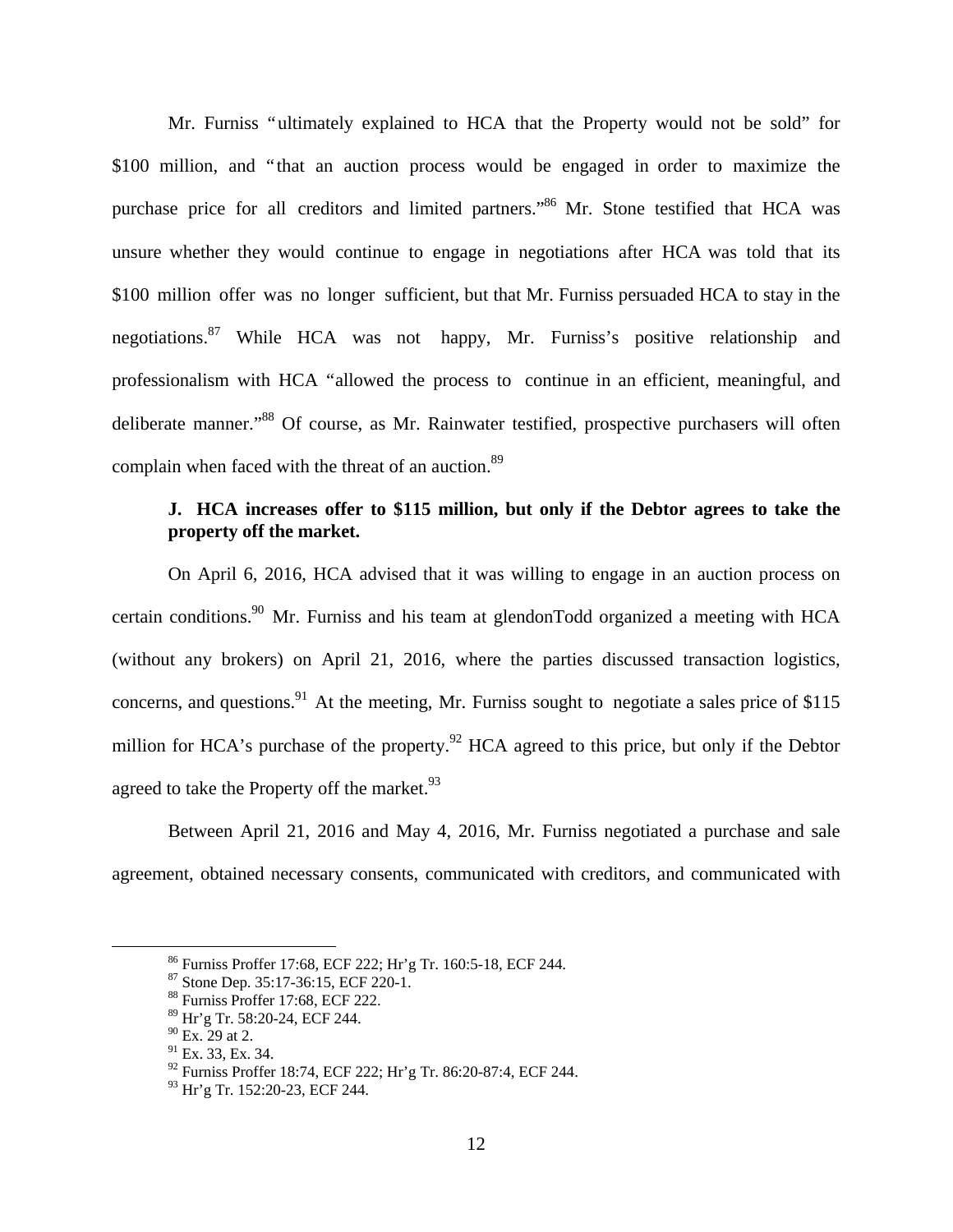Mr. Furniss "ultimately explained to HCA that the Property would not be sold" for $100 million, and "that an auction process would be engaged in order to maximize the purchase price for all creditors and limited partners."[86] Mr. Stone testified that HCA was unsure whether they would continue to engage in negotiations after HCA was told that its $100 million offer was no longer sufficient, but that Mr. Furniss persuaded HCA to stay in the negotiations.[87] While HCA was not happy, Mr. Furniss's positive relationship and professionalism with HCA "allowed the process to continue in an efficient, meaningful, and deliberate manner."[88] Of course, as Mr. Rainwater testified, prospective purchasers will often complain when faced with the threat of an auction.[89]

### J. HCA increases offer to $115 million, but only if the Debtor agrees to take the property off the market.

On April 6, 2016, HCA advised that it was willing to engage in an auction process on certain conditions.[90] Mr. Furniss and his team at glendonTodd organized a meeting with HCA (without any brokers) on April 21, 2016, where the parties discussed transaction logistics, concerns, and questions.[91] At the meeting, Mr. Furniss sought to negotiate a sales price of $115 million for HCA's purchase of the property.[92] HCA agreed to this price, but only if the Debtor agreed to take the Property off the market.[93]

Between April 21, 2016 and May 4, 2016, Mr. Furniss negotiated a purchase and sale agreement, obtained necessary consents, communicated with creditors, and communicated with

---

[86] Furniss Proffer 17:68, ECF 222; Hr'g Tr. 160:5-18, ECF 244.
[87] Stone Dep. 35:17-36:15, ECF 220-1.
[88] Furniss Proffer 17:68, ECF 222.
[89] Hr'g Tr. 58:20-24, ECF 244.
[90] Ex. 29 at 2.
[91] Ex. 33, Ex. 34.
[92] Furniss Proffer 18:74, ECF 222; Hr'g Tr. 86:20-87:4, ECF 244.
[93] Hr'g Tr. 152:20-23, ECF 244.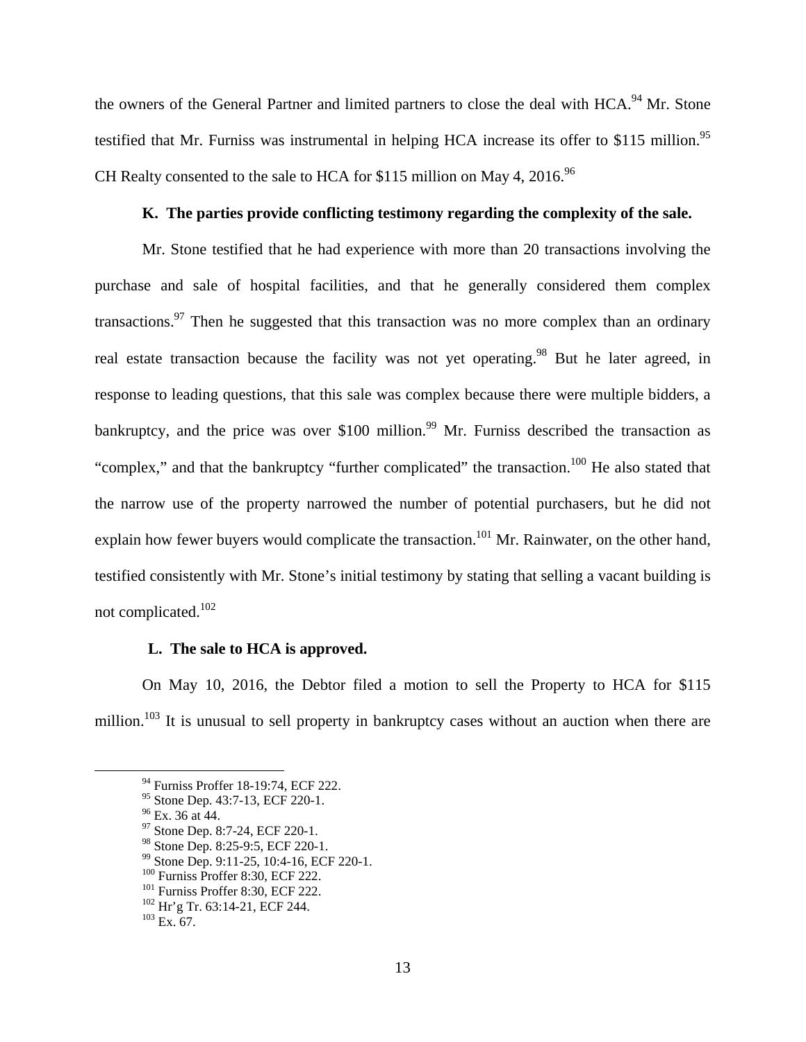the owners of the General Partner and limited partners to close the deal with HCA.[94] Mr. Stone testified that Mr. Furniss was instrumental in helping HCA increase its offer to $115 million.[95] CH Realty consented to the sale to HCA for $115 million on May 4, 2016.[96]

### K. The parties provide conflicting testimony regarding the complexity of the sale.

Mr. Stone testified that he had experience with more than 20 transactions involving the purchase and sale of hospital facilities, and that he generally considered them complex transactions.[97] Then he suggested that this transaction was no more complex than an ordinary real estate transaction because the facility was not yet operating.[98] But he later agreed, in response to leading questions, that this sale was complex because there were multiple bidders, a bankruptcy, and the price was over $100 million.[99] Mr. Furniss described the transaction as "complex," and that the bankruptcy "further complicated" the transaction.[100] He also stated that the narrow use of the property narrowed the number of potential purchasers, but he did not explain how fewer buyers would complicate the transaction.[101] Mr. Rainwater, on the other hand, testified consistently with Mr. Stone's initial testimony by stating that selling a vacant building is not complicated.[102]

### L. The sale to HCA is approved.

On May 10, 2016, the Debtor filed a motion to sell the Property to HCA for $115 million.[103] It is unusual to sell property in bankruptcy cases without an auction when there are

---

[94] Furniss Proffer 18-19:74, ECF 222.
[95] Stone Dep. 43:7-13, ECF 220-1.
[96] Ex. 36 at 44.
[97] Stone Dep. 8:7-24, ECF 220-1.
[98] Stone Dep. 8:25-9:5, ECF 220-1.
[99] Stone Dep. 9:11-25, 10:4-16, ECF 220-1.
[100] Furniss Proffer 8:30, ECF 222.
[101] Furniss Proffer 8:30, ECF 222.
[102] Hr'g Tr. 63:14-21, ECF 244.
[103] Ex. 67.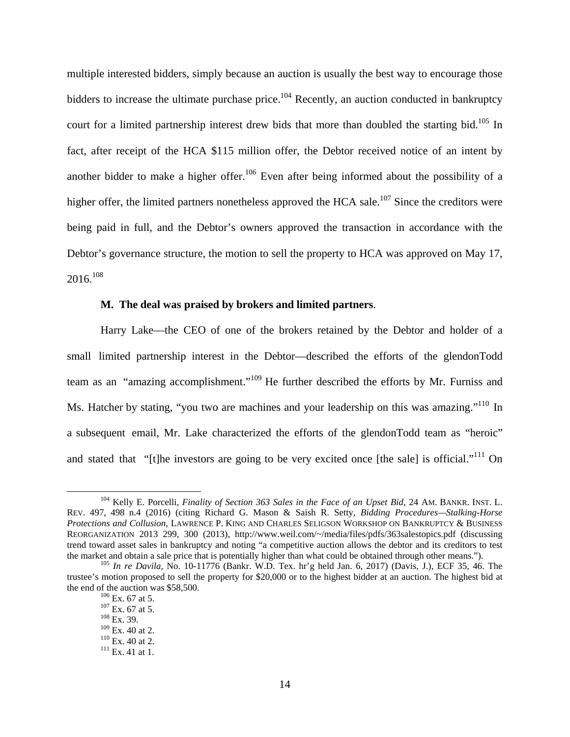multiple interested bidders, simply because an auction is usually the best way to encourage those bidders to increase the ultimate purchase price.[104] Recently, an auction conducted in bankruptcy court for a limited partnership interest drew bids that more than doubled the starting bid.[105] In fact, after receipt of the HCA $115 million offer, the Debtor received notice of an intent by another bidder to make a higher offer.[106] Even after being informed about the possibility of a higher offer, the limited partners nonetheless approved the HCA sale.[107] Since the creditors were being paid in full, and the Debtor's owners approved the transaction in accordance with the Debtor's governance structure, the motion to sell the property to HCA was approved on May 17, 2016.[108]

### M. The deal was praised by brokers and limited partners.

Harry Lake—the CEO of one of the brokers retained by the Debtor and holder of a small limited partnership interest in the Debtor—described the efforts of the glendonTodd team as an "amazing accomplishment."[109] He further described the efforts by Mr. Furniss and Ms. Hatcher by stating, "you two are machines and your leadership on this was amazing."[110] In a subsequent email, Mr. Lake characterized the efforts of the glendonTodd team as "heroic" and stated that "[t]he investors are going to be very excited once [the sale] is official."[111] On

---

[104] Kelly E. Porcelli, *Finality of Section 363 Sales in the Face of an Upset Bid*, 24 AM. BANKR. INST. L. REV. 497, 498 n.4 (2016) (citing Richard G. Mason & Saish R. Setty, *Bidding Procedures—Stalking-Horse Protections and Collusion*, LAWRENCE P. KING AND CHARLES SELIGSON WORKSHOP ON BANKRUPTCY & BUSINESS REORGANIZATION 2013 299, 300 (2013), http://www.weil.com/~/media/files/pdfs/363salestopics.pdf (discussing trend toward asset sales in bankruptcy and noting "a competitive auction allows the debtor and its creditors to test the market and obtain a sale price that is potentially higher than what could be obtained through other means.").

[105] *In re Davila*, No. 10-11776 (Bankr. W.D. Tex. hr'g held Jan. 6, 2017) (Davis, J.), ECF 35, 46. The trustee's motion proposed to sell the property for $20,000 or to the highest bidder at an auction. The highest bid at the end of the auction was $58,500.

[106] Ex. 67 at 5.

[107] Ex. 67 at 5.

[108] Ex. 39.

[109] Ex. 40 at 2.

[110] Ex. 40 at 2.

[111] Ex. 41 at 1.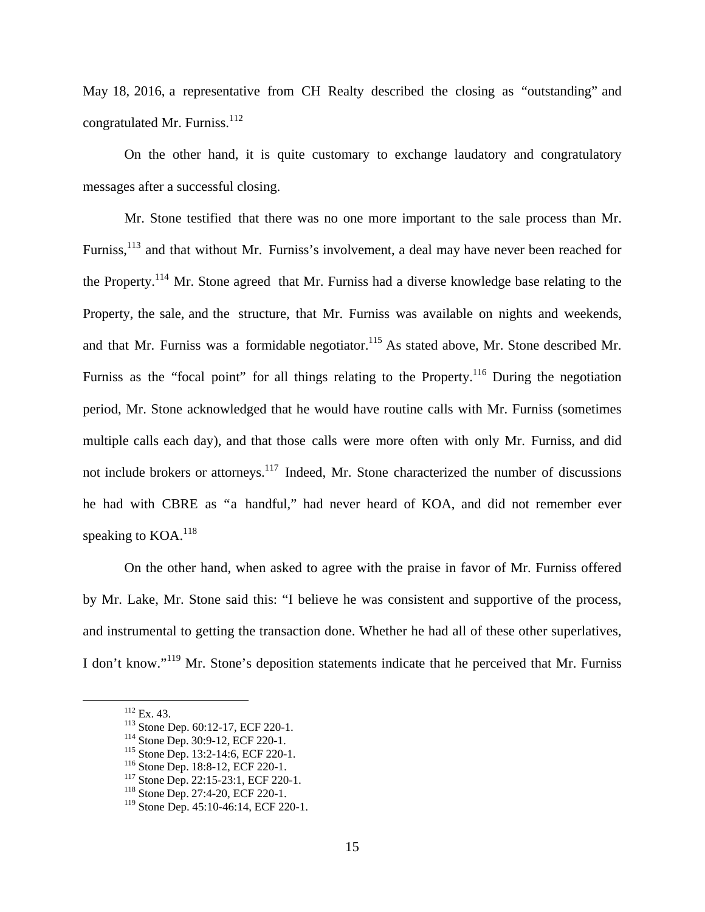May 18, 2016, a representative from CH Realty described the closing as "outstanding" and congratulated Mr. Furniss.[112]

On the other hand, it is quite customary to exchange laudatory and congratulatory messages after a successful closing.

Mr. Stone testified that there was no one more important to the sale process than Mr. Furniss,[113] and that without Mr. Furniss's involvement, a deal may have never been reached for the Property.[114] Mr. Stone agreed that Mr. Furniss had a diverse knowledge base relating to the Property, the sale, and the structure, that Mr. Furniss was available on nights and weekends, and that Mr. Furniss was a formidable negotiator.[115] As stated above, Mr. Stone described Mr. Furniss as the "focal point" for all things relating to the Property.[116] During the negotiation period, Mr. Stone acknowledged that he would have routine calls with Mr. Furniss (sometimes multiple calls each day), and that those calls were more often with only Mr. Furniss, and did not include brokers or attorneys.[117] Indeed, Mr. Stone characterized the number of discussions he had with CBRE as "a handful," had never heard of KOA, and did not remember ever speaking to KOA.[118]

On the other hand, when asked to agree with the praise in favor of Mr. Furniss offered by Mr. Lake, Mr. Stone said this: "I believe he was consistent and supportive of the process, and instrumental to getting the transaction done. Whether he had all of these other superlatives, I don't know."[119] Mr. Stone's deposition statements indicate that he perceived that Mr. Furniss

---

[112] Ex. 43.
[113] Stone Dep. 60:12-17, ECF 220-1.
[114] Stone Dep. 30:9-12, ECF 220-1.
[115] Stone Dep. 13:2-14:6, ECF 220-1.
[116] Stone Dep. 18:8-12, ECF 220-1.
[117] Stone Dep. 22:15-23:1, ECF 220-1.
[118] Stone Dep. 27:4-20, ECF 220-1.
[119] Stone Dep. 45:10-46:14, ECF 220-1.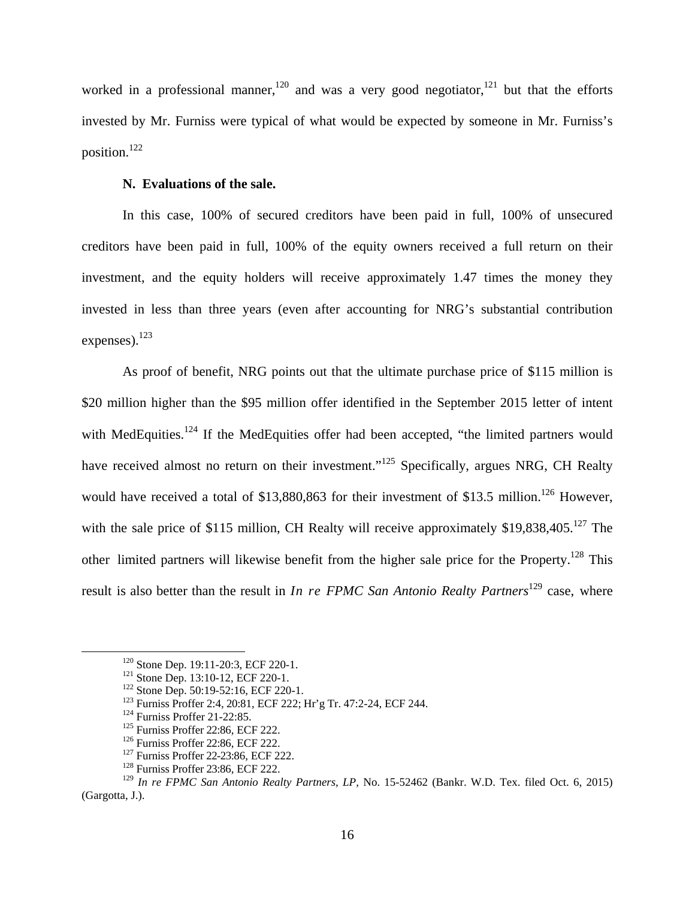worked in a professional manner,[120] and was a very good negotiator,[121] but that the efforts invested by Mr. Furniss were typical of what would be expected by someone in Mr. Furniss's position.[122]

**N. Evaluations of the sale.**

In this case, 100% of secured creditors have been paid in full, 100% of unsecured creditors have been paid in full, 100% of the equity owners received a full return on their investment, and the equity holders will receive approximately 1.47 times the money they invested in less than three years (even after accounting for NRG's substantial contribution expenses).[123]

As proof of benefit, NRG points out that the ultimate purchase price of $115 million is $20 million higher than the $95 million offer identified in the September 2015 letter of intent with MedEquities.[124] If the MedEquities offer had been accepted, "the limited partners would have received almost no return on their investment."[125] Specifically, argues NRG, CH Realty would have received a total of $13,880,863 for their investment of $13.5 million.[126] However, with the sale price of $115 million, CH Realty will receive approximately $19,838,405.[127] The other limited partners will likewise benefit from the higher sale price for the Property.[128] This result is also better than the result in *In re FPMC San Antonio Realty Partners*[129] case, where

---

[120] Stone Dep. 19:11-20:3, ECF 220-1.

[121] Stone Dep. 13:10-12, ECF 220-1.

[122] Stone Dep. 50:19-52:16, ECF 220-1.

[123] Furniss Proffer 2:4, 20:81, ECF 222; Hr'g Tr. 47:2-24, ECF 244.

[124] Furniss Proffer 21-22:85.

[125] Furniss Proffer 22:86, ECF 222.

[126] Furniss Proffer 22:86, ECF 222.

[127] Furniss Proffer 22-23:86, ECF 222.

[128] Furniss Proffer 23:86, ECF 222.

[129] *In re FPMC San Antonio Realty Partners, LP*, No. 15-52462 (Bankr. W.D. Tex. filed Oct. 6, 2015) (Gargotta, J.).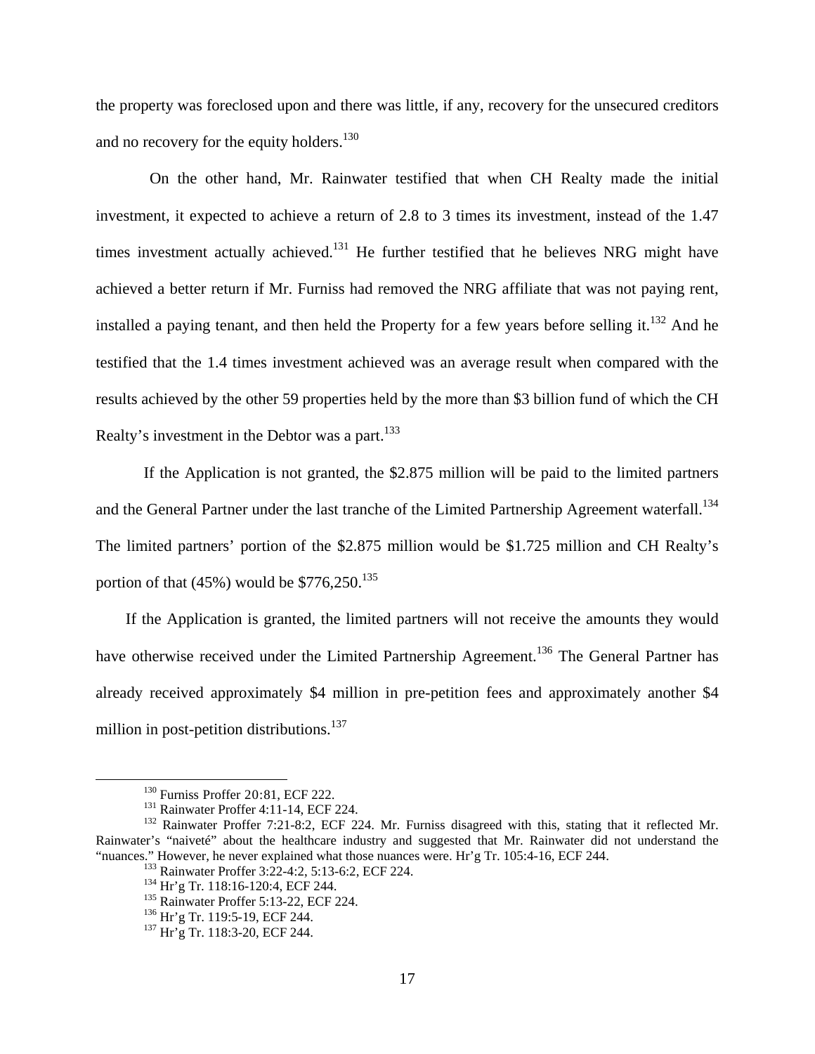the property was foreclosed upon and there was little, if any, recovery for the unsecured creditors and no recovery for the equity holders.[130]

On the other hand, Mr. Rainwater testified that when CH Realty made the initial investment, it expected to achieve a return of 2.8 to 3 times its investment, instead of the 1.47 times investment actually achieved.[131] He further testified that he believes NRG might have achieved a better return if Mr. Furniss had removed the NRG affiliate that was not paying rent, installed a paying tenant, and then held the Property for a few years before selling it.[132] And he testified that the 1.4 times investment achieved was an average result when compared with the results achieved by the other 59 properties held by the more than $3 billion fund of which the CH Realty's investment in the Debtor was a part.[133]

If the Application is not granted, the $2.875 million will be paid to the limited partners and the General Partner under the last tranche of the Limited Partnership Agreement waterfall.[134] The limited partners' portion of the $2.875 million would be $1.725 million and CH Realty's portion of that (45%) would be $776,250.[135]

If the Application is granted, the limited partners will not receive the amounts they would have otherwise received under the Limited Partnership Agreement.[136] The General Partner has already received approximately $4 million in pre-petition fees and approximately another $4 million in post-petition distributions.[137]

---

[130] Furniss Proffer 20:81, ECF 222.

[131] Rainwater Proffer 4:11-14, ECF 224.

[132] Rainwater Proffer 7:21-8:2, ECF 224. Mr. Furniss disagreed with this, stating that it reflected Mr. Rainwater's "naiveté" about the healthcare industry and suggested that Mr. Rainwater did not understand the "nuances." However, he never explained what those nuances were. Hr'g Tr. 105:4-16, ECF 244.

[133] Rainwater Proffer 3:22-4:2, 5:13-6:2, ECF 224.

[134] Hr'g Tr. 118:16-120:4, ECF 244.

[135] Rainwater Proffer 5:13-22, ECF 224.

[136] Hr'g Tr. 119:5-19, ECF 244.

[137] Hr'g Tr. 118:3-20, ECF 244.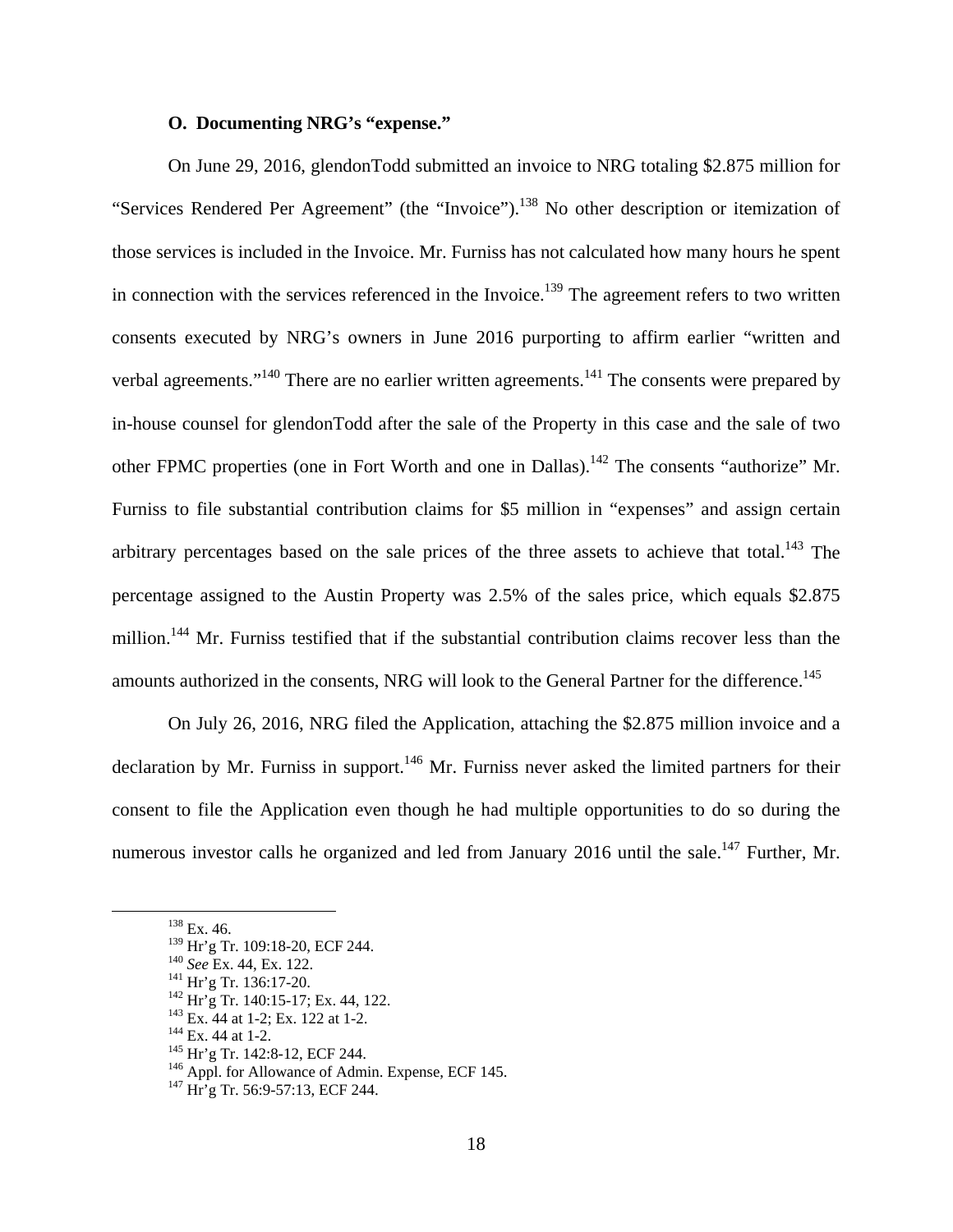### O. Documenting NRG's "expense."

On June 29, 2016, glendonTodd submitted an invoice to NRG totaling $2.875 million for "Services Rendered Per Agreement" (the "Invoice").[138] No other description or itemization of those services is included in the Invoice. Mr. Furniss has not calculated how many hours he spent in connection with the services referenced in the Invoice.[139] The agreement refers to two written consents executed by NRG's owners in June 2016 purporting to affirm earlier "written and verbal agreements."[140] There are no earlier written agreements.[141] The consents were prepared by in-house counsel for glendonTodd after the sale of the Property in this case and the sale of two other FPMC properties (one in Fort Worth and one in Dallas).[142] The consents "authorize" Mr. Furniss to file substantial contribution claims for $5 million in "expenses" and assign certain arbitrary percentages based on the sale prices of the three assets to achieve that total.[143] The percentage assigned to the Austin Property was 2.5% of the sales price, which equals $2.875 million.[144] Mr. Furniss testified that if the substantial contribution claims recover less than the amounts authorized in the consents, NRG will look to the General Partner for the difference.[145]

On July 26, 2016, NRG filed the Application, attaching the $2.875 million invoice and a declaration by Mr. Furniss in support.[146] Mr. Furniss never asked the limited partners for their consent to file the Application even though he had multiple opportunities to do so during the numerous investor calls he organized and led from January 2016 until the sale.[147] Further, Mr.

---

[138] Ex. 46.

[139] Hr'g Tr. 109:18-20, ECF 244.

[140] *See* Ex. 44, Ex. 122.

[141] Hr'g Tr. 136:17-20.

[142] Hr'g Tr. 140:15-17; Ex. 44, 122.

[143] Ex. 44 at 1-2; Ex. 122 at 1-2.

[144] Ex. 44 at 1-2.

[145] Hr'g Tr. 142:8-12, ECF 244.

[146] Appl. for Allowance of Admin. Expense, ECF 145.

[147] Hr'g Tr. 56:9-57:13, ECF 244.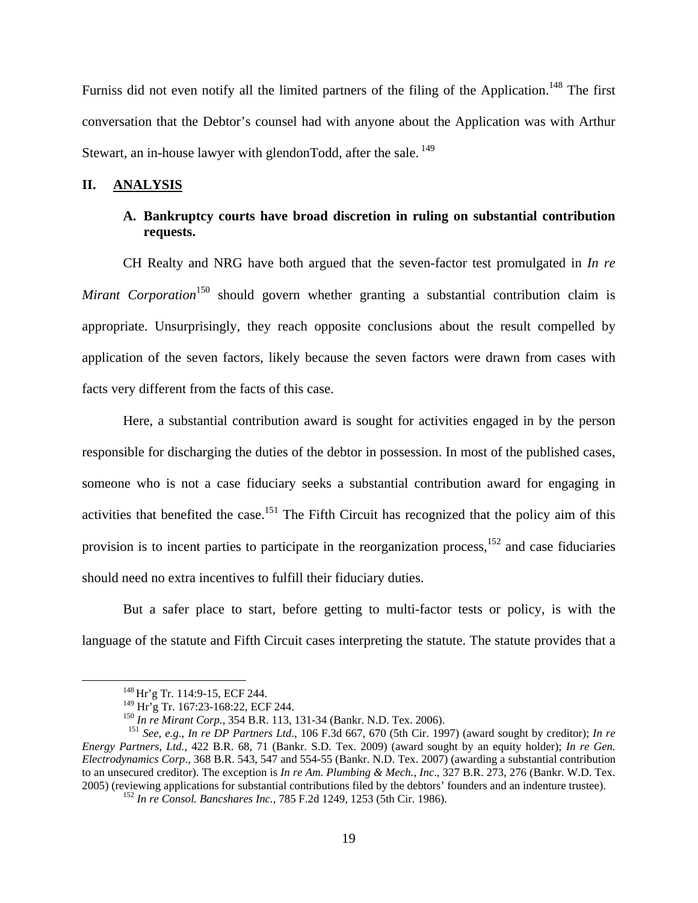Furniss did not even notify all the limited partners of the filing of the Application.[148] The first conversation that the Debtor's counsel had with anyone about the Application was with Arthur Stewart, an in-house lawyer with glendonTodd, after the sale.[149]

## II. ANALYSIS

### A. Bankruptcy courts have broad discretion in ruling on substantial contribution requests.

CH Realty and NRG have both argued that the seven-factor test promulgated in *In re Mirant Corporation*[150] should govern whether granting a substantial contribution claim is appropriate. Unsurprisingly, they reach opposite conclusions about the result compelled by application of the seven factors, likely because the seven factors were drawn from cases with facts very different from the facts of this case.

Here, a substantial contribution award is sought for activities engaged in by the person responsible for discharging the duties of the debtor in possession. In most of the published cases, someone who is not a case fiduciary seeks a substantial contribution award for engaging in activities that benefited the case.[151] The Fifth Circuit has recognized that the policy aim of this provision is to incent parties to participate in the reorganization process,[152] and case fiduciaries should need no extra incentives to fulfill their fiduciary duties.

But a safer place to start, before getting to multi-factor tests or policy, is with the language of the statute and Fifth Circuit cases interpreting the statute. The statute provides that a

---

[148] Hr'g Tr. 114:9-15, ECF 244.

[149] Hr'g Tr. 167:23-168:22, ECF 244.

[150] *In re Mirant Corp.*, 354 B.R. 113, 131-34 (Bankr. N.D. Tex. 2006).

[151] *See, e.g*., *In re DP Partners Ltd*., 106 F.3d 667, 670 (5th Cir. 1997) (award sought by creditor); *In re Energy Partners, Ltd.*, 422 B.R. 68, 71 (Bankr. S.D. Tex. 2009) (award sought by an equity holder); *In re Gen. Electrodynamics Corp*., 368 B.R. 543, 547 and 554-55 (Bankr. N.D. Tex. 2007) (awarding a substantial contribution to an unsecured creditor). The exception is *In re Am. Plumbing & Mech., Inc*., 327 B.R. 273, 276 (Bankr. W.D. Tex. 2005) (reviewing applications for substantial contributions filed by the debtors' founders and an indenture trustee).

[152] *In re Consol. Bancshares Inc.,* 785 F.2d 1249, 1253 (5th Cir. 1986).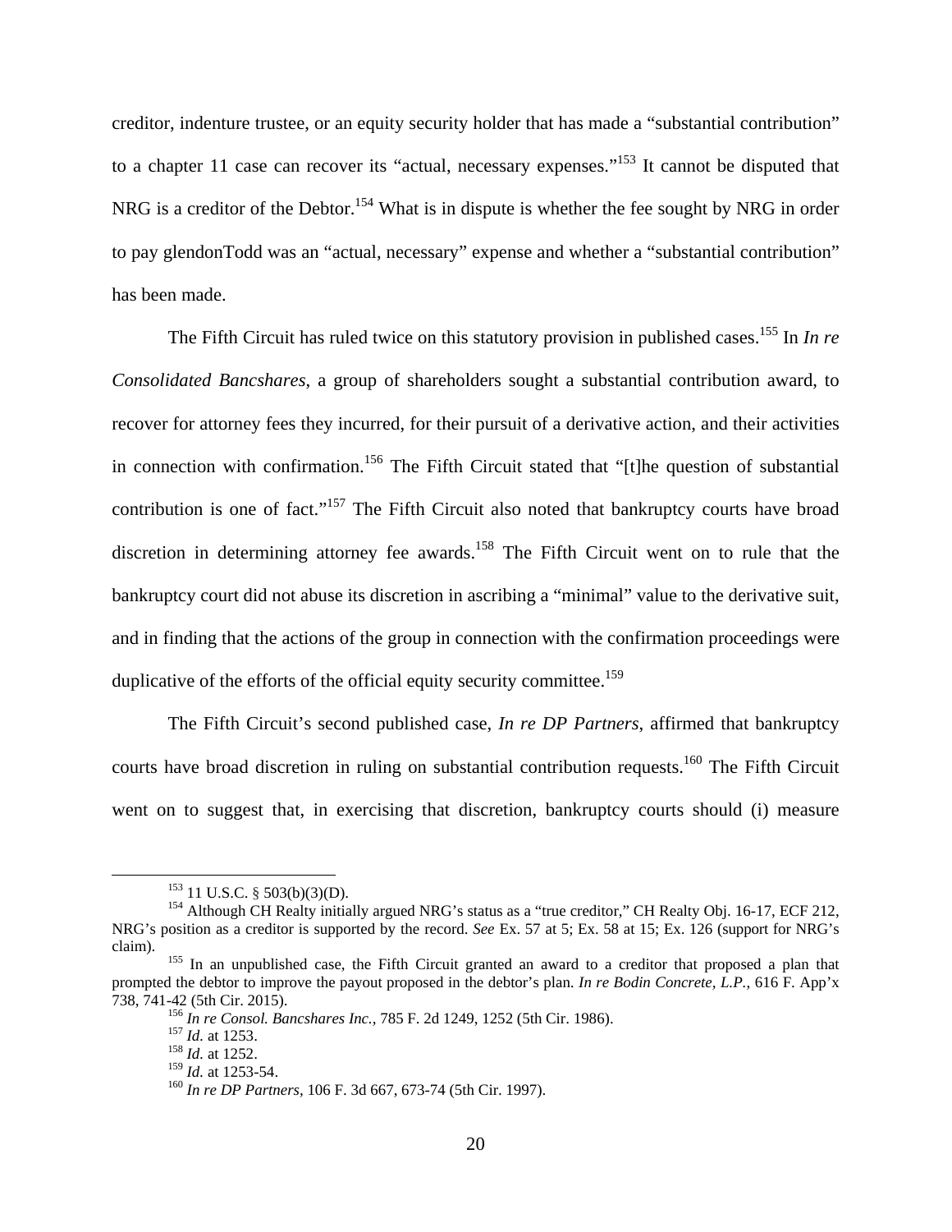creditor, indenture trustee, or an equity security holder that has made a "substantial contribution" to a chapter 11 case can recover its "actual, necessary expenses."[153] It cannot be disputed that NRG is a creditor of the Debtor.[154] What is in dispute is whether the fee sought by NRG in order to pay glendonTodd was an "actual, necessary" expense and whether a "substantial contribution" has been made.

The Fifth Circuit has ruled twice on this statutory provision in published cases.[155] In *In re Consolidated Bancshares*, a group of shareholders sought a substantial contribution award, to recover for attorney fees they incurred, for their pursuit of a derivative action, and their activities in connection with confirmation.[156] The Fifth Circuit stated that "[t]he question of substantial contribution is one of fact."[157] The Fifth Circuit also noted that bankruptcy courts have broad discretion in determining attorney fee awards.[158] The Fifth Circuit went on to rule that the bankruptcy court did not abuse its discretion in ascribing a "minimal" value to the derivative suit, and in finding that the actions of the group in connection with the confirmation proceedings were duplicative of the efforts of the official equity security committee.[159]

The Fifth Circuit's second published case, *In re DP Partners*, affirmed that bankruptcy courts have broad discretion in ruling on substantial contribution requests.[160] The Fifth Circuit went on to suggest that, in exercising that discretion, bankruptcy courts should (i) measure

---

[153] 11 U.S.C. § 503(b)(3)(D).

[154] Although CH Realty initially argued NRG's status as a "true creditor," CH Realty Obj. 16-17, ECF 212, NRG's position as a creditor is supported by the record. *See* Ex. 57 at 5; Ex. 58 at 15; Ex. 126 (support for NRG's claim).

[155] In an unpublished case, the Fifth Circuit granted an award to a creditor that proposed a plan that prompted the debtor to improve the payout proposed in the debtor's plan. *In re Bodin Concrete, L.P.*, 616 F. App'x 738, 741-42 (5th Cir. 2015).

[156] *In re Consol. Bancshares Inc.*, 785 F. 2d 1249, 1252 (5th Cir. 1986).

[157] *Id.* at 1253.

[158] *Id.* at 1252.

[159] *Id.* at 1253-54.

[160] *In re DP Partners*, 106 F. 3d 667, 673-74 (5th Cir. 1997).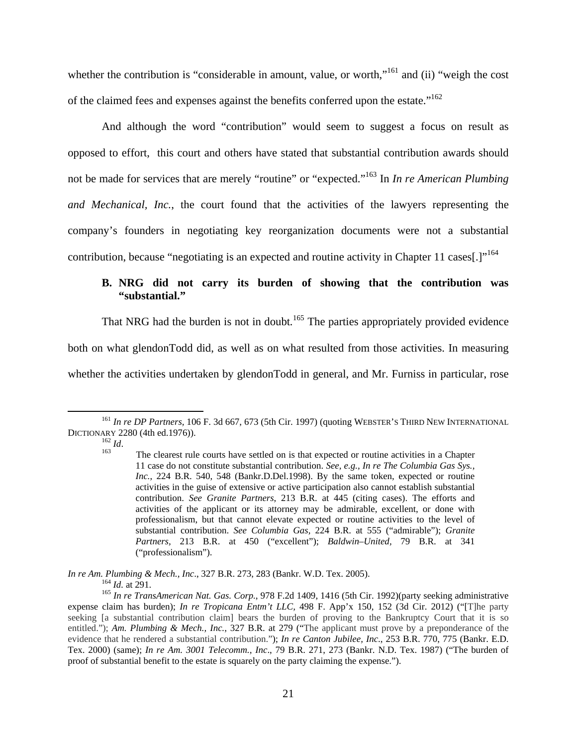whether the contribution is "considerable in amount, value, or worth,"[161] and (ii) "weigh the cost of the claimed fees and expenses against the benefits conferred upon the estate."[162]

And although the word "contribution" would seem to suggest a focus on result as opposed to effort, this court and others have stated that substantial contribution awards should not be made for services that are merely "routine" or "expected."[163] In *In re American Plumbing and Mechanical, Inc.*, the court found that the activities of the lawyers representing the company's founders in negotiating key reorganization documents were not a substantial contribution, because "negotiating is an expected and routine activity in Chapter 11 cases[.]"[164]

### B. NRG did not carry its burden of showing that the contribution was "substantial."

That NRG had the burden is not in doubt.[165] The parties appropriately provided evidence both on what glendonTodd did, as well as on what resulted from those activities. In measuring whether the activities undertaken by glendonTodd in general, and Mr. Furniss in particular, rose

---

[161] *In re DP Partners*, 106 F. 3d 667, 673 (5th Cir. 1997) (quoting WEBSTER'S THIRD NEW INTERNATIONAL DICTIONARY 2280 (4th ed.1976)).

[162] *Id*.

[163]

> The clearest rule courts have settled on is that expected or routine activities in a Chapter 11 case do not constitute substantial contribution. *See, e.g., In re The Columbia Gas Sys., Inc.*, 224 B.R. 540, 548 (Bankr.D.Del.1998). By the same token, expected or routine activities in the guise of extensive or active participation also cannot establish substantial contribution. *See Granite Partners*, 213 B.R. at 445 (citing cases). The efforts and activities of the applicant or its attorney may be admirable, excellent, or done with professionalism, but that cannot elevate expected or routine activities to the level of substantial contribution. *See Columbia Gas*, 224 B.R. at 555 ("admirable"); *Granite Partners*, 213 B.R. at 450 ("excellent"); *Baldwin–United*, 79 B.R. at 341 ("professionalism").

*In re Am. Plumbing & Mech., Inc*., 327 B.R. 273, 283 (Bankr. W.D. Tex. 2005).

[164] *Id.* at 291.

[165] *In re TransAmerican Nat. Gas. Corp.*, 978 F.2d 1409, 1416 (5th Cir. 1992)(party seeking administrative expense claim has burden); *In re Tropicana Entm't LLC*, 498 F. App'x 150, 152 (3d Cir. 2012) ("[T]he party seeking [a substantial contribution claim] bears the burden of proving to the Bankruptcy Court that it is so entitled."); *Am. Plumbing & Mech., Inc.*, 327 B.R. at 279 ("The applicant must prove by a preponderance of the evidence that he rendered a substantial contribution."); *In re Canton Jubilee, Inc*., 253 B.R. 770, 775 (Bankr. E.D. Tex. 2000) (same); *In re Am. 3001 Telecomm., Inc*., 79 B.R. 271, 273 (Bankr. N.D. Tex. 1987) ("The burden of proof of substantial benefit to the estate is squarely on the party claiming the expense.").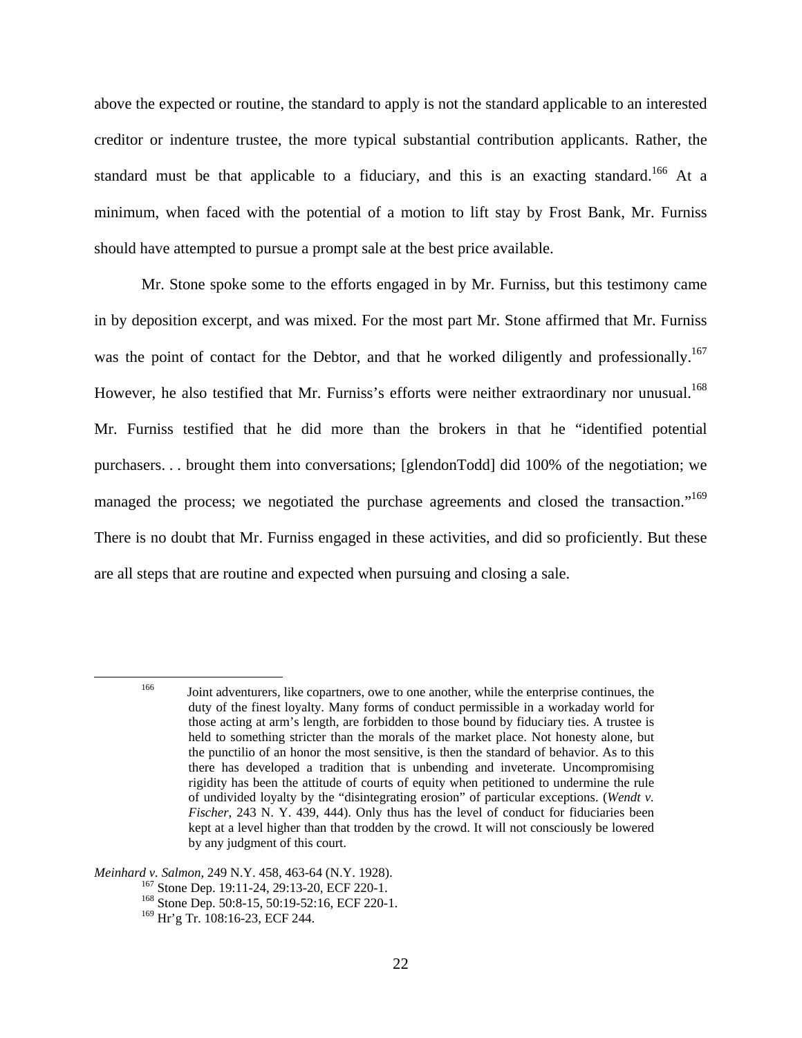above the expected or routine, the standard to apply is not the standard applicable to an interested creditor or indenture trustee, the more typical substantial contribution applicants. Rather, the standard must be that applicable to a fiduciary, and this is an exacting standard.[166] At a minimum, when faced with the potential of a motion to lift stay by Frost Bank, Mr. Furniss should have attempted to pursue a prompt sale at the best price available.

Mr. Stone spoke some to the efforts engaged in by Mr. Furniss, but this testimony came in by deposition excerpt, and was mixed. For the most part Mr. Stone affirmed that Mr. Furniss was the point of contact for the Debtor, and that he worked diligently and professionally.[167] However, he also testified that Mr. Furniss's efforts were neither extraordinary nor unusual.[168] Mr. Furniss testified that he did more than the brokers in that he "identified potential purchasers. . . brought them into conversations; [glendonTodd] did 100% of the negotiation; we managed the process; we negotiated the purchase agreements and closed the transaction."[169] There is no doubt that Mr. Furniss engaged in these activities, and did so proficiently. But these are all steps that are routine and expected when pursuing and closing a sale.

---

[166] Joint adventurers, like copartners, owe to one another, while the enterprise continues, the duty of the finest loyalty. Many forms of conduct permissible in a workaday world for those acting at arm's length, are forbidden to those bound by fiduciary ties. A trustee is held to something stricter than the morals of the market place. Not honesty alone, but the punctilio of an honor the most sensitive, is then the standard of behavior. As to this there has developed a tradition that is unbending and inveterate. Uncompromising rigidity has been the attitude of courts of equity when petitioned to undermine the rule of undivided loyalty by the "disintegrating erosion" of particular exceptions. (*Wendt v. Fischer*, 243 N. Y. 439, 444). Only thus has the level of conduct for fiduciaries been kept at a level higher than that trodden by the crowd. It will not consciously be lowered by any judgment of this court.

*Meinhard v. Salmon*, 249 N.Y. 458, 463-64 (N.Y. 1928).

[167] Stone Dep. 19:11-24, 29:13-20, ECF 220-1.

[168] Stone Dep. 50:8-15, 50:19-52:16, ECF 220-1.

[169] Hr'g Tr. 108:16-23, ECF 244.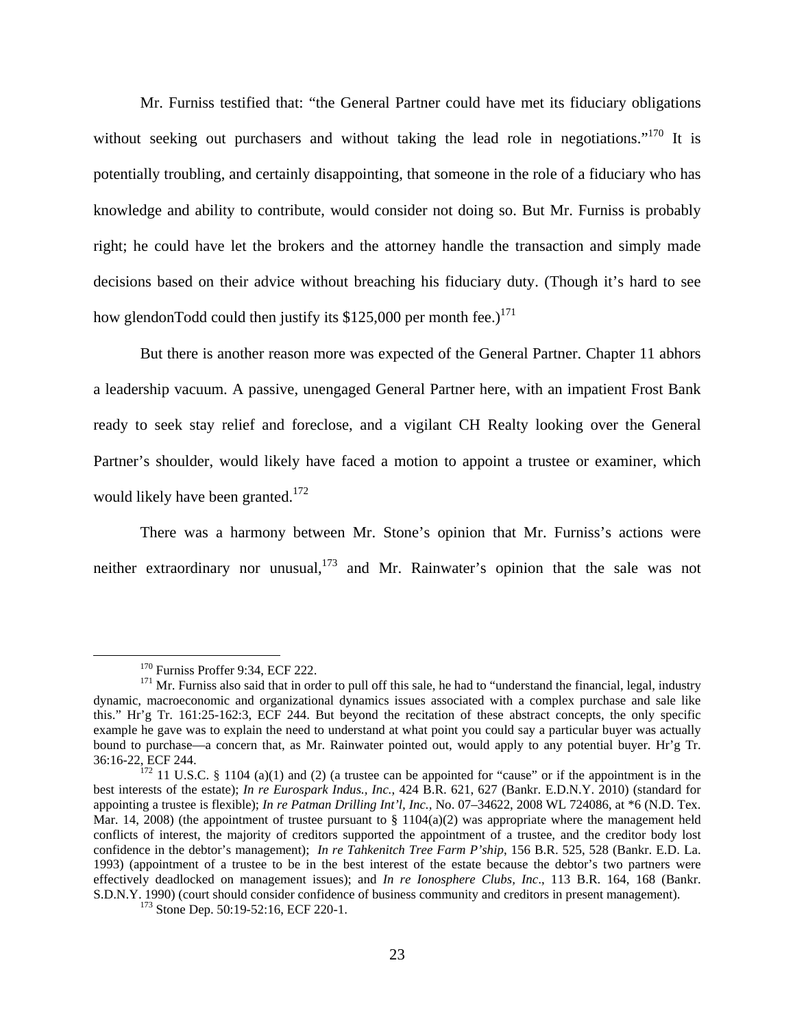Mr. Furniss testified that: "the General Partner could have met its fiduciary obligations without seeking out purchasers and without taking the lead role in negotiations."[170] It is potentially troubling, and certainly disappointing, that someone in the role of a fiduciary who has knowledge and ability to contribute, would consider not doing so. But Mr. Furniss is probably right; he could have let the brokers and the attorney handle the transaction and simply made decisions based on their advice without breaching his fiduciary duty. (Though it's hard to see how glendonTodd could then justify its $125,000 per month fee.)[171]

But there is another reason more was expected of the General Partner. Chapter 11 abhors a leadership vacuum. A passive, unengaged General Partner here, with an impatient Frost Bank ready to seek stay relief and foreclose, and a vigilant CH Realty looking over the General Partner's shoulder, would likely have faced a motion to appoint a trustee or examiner, which would likely have been granted.[172]

There was a harmony between Mr. Stone's opinion that Mr. Furniss's actions were neither extraordinary nor unusual,[173] and Mr. Rainwater's opinion that the sale was not

---

[170] Furniss Proffer 9:34, ECF 222.

[171] Mr. Furniss also said that in order to pull off this sale, he had to "understand the financial, legal, industry dynamic, macroeconomic and organizational dynamics issues associated with a complex purchase and sale like this." Hr'g Tr. 161:25-162:3, ECF 244. But beyond the recitation of these abstract concepts, the only specific example he gave was to explain the need to understand at what point you could say a particular buyer was actually bound to purchase—a concern that, as Mr. Rainwater pointed out, would apply to any potential buyer. Hr'g Tr. 36:16-22, ECF 244.

[172] 11 U.S.C. § 1104 (a)(1) and (2) (a trustee can be appointed for "cause" or if the appointment is in the best interests of the estate); *In re Eurospark Indus., Inc.*, 424 B.R. 621, 627 (Bankr. E.D.N.Y. 2010) (standard for appointing a trustee is flexible); *In re Patman Drilling Int'l, Inc.*, No. 07–34622, 2008 WL 724086, at *6 (N.D. Tex. Mar. 14, 2008) (the appointment of trustee pursuant to § 1104(a)(2) was appropriate where the management held conflicts of interest, the majority of creditors supported the appointment of a trustee, and the creditor body lost confidence in the debtor's management); *In re Tahkenitch Tree Farm P'ship*, 156 B.R. 525, 528 (Bankr. E.D. La. 1993) (appointment of a trustee to be in the best interest of the estate because the debtor's two partners were effectively deadlocked on management issues); and *In re Ionosphere Clubs, Inc*., 113 B.R. 164, 168 (Bankr. S.D.N.Y. 1990) (court should consider confidence of business community and creditors in present management).

[173] Stone Dep. 50:19-52:16, ECF 220-1.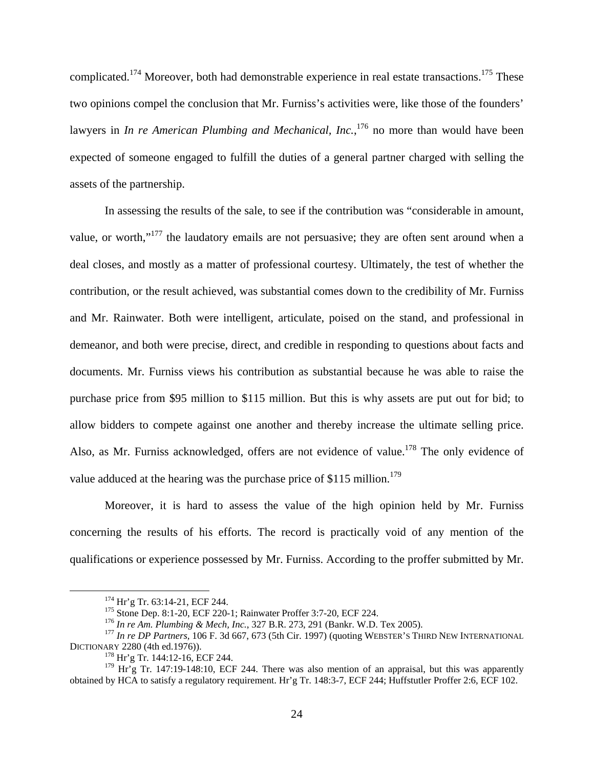complicated.[174] Moreover, both had demonstrable experience in real estate transactions.[175] These two opinions compel the conclusion that Mr. Furniss's activities were, like those of the founders' lawyers in *In re American Plumbing and Mechanical, Inc.*,[176] no more than would have been expected of someone engaged to fulfill the duties of a general partner charged with selling the assets of the partnership.

In assessing the results of the sale, to see if the contribution was "considerable in amount, value, or worth,"[177] the laudatory emails are not persuasive; they are often sent around when a deal closes, and mostly as a matter of professional courtesy. Ultimately, the test of whether the contribution, or the result achieved, was substantial comes down to the credibility of Mr. Furniss and Mr. Rainwater. Both were intelligent, articulate, poised on the stand, and professional in demeanor, and both were precise, direct, and credible in responding to questions about facts and documents. Mr. Furniss views his contribution as substantial because he was able to raise the purchase price from $95 million to $115 million. But this is why assets are put out for bid; to allow bidders to compete against one another and thereby increase the ultimate selling price. Also, as Mr. Furniss acknowledged, offers are not evidence of value.[178] The only evidence of value adduced at the hearing was the purchase price of $115 million.[179]

Moreover, it is hard to assess the value of the high opinion held by Mr. Furniss concerning the results of his efforts. The record is practically void of any mention of the qualifications or experience possessed by Mr. Furniss. According to the proffer submitted by Mr.

---

[174] Hr'g Tr. 63:14-21, ECF 244.

[175] Stone Dep. 8:1-20, ECF 220-1; Rainwater Proffer 3:7-20, ECF 224.

[176] *In re Am. Plumbing & Mech, Inc.*, 327 B.R. 273, 291 (Bankr. W.D. Tex 2005).

[177] *In re DP Partners*, 106 F. 3d 667, 673 (5th Cir. 1997) (quoting WEBSTER'S THIRD NEW INTERNATIONAL DICTIONARY 2280 (4th ed.1976)).

[178] Hr'g Tr. 144:12-16, ECF 244.

[179] Hr'g Tr. 147:19-148:10, ECF 244. There was also mention of an appraisal, but this was apparently obtained by HCA to satisfy a regulatory requirement. Hr'g Tr. 148:3-7, ECF 244; Huffstutler Proffer 2:6, ECF 102.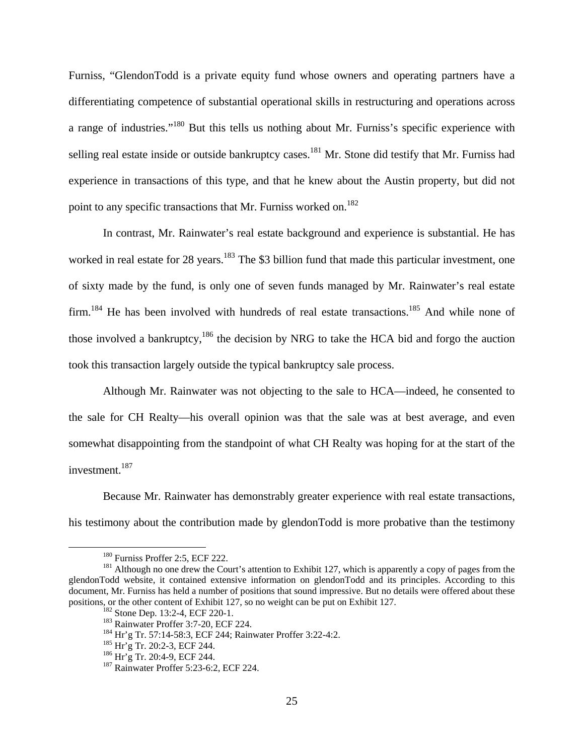Furniss, "GlendonTodd is a private equity fund whose owners and operating partners have a differentiating competence of substantial operational skills in restructuring and operations across a range of industries."[180] But this tells us nothing about Mr. Furniss's specific experience with selling real estate inside or outside bankruptcy cases.[181] Mr. Stone did testify that Mr. Furniss had experience in transactions of this type, and that he knew about the Austin property, but did not point to any specific transactions that Mr. Furniss worked on.[182]

In contrast, Mr. Rainwater's real estate background and experience is substantial. He has worked in real estate for 28 years.[183] The $3 billion fund that made this particular investment, one of sixty made by the fund, is only one of seven funds managed by Mr. Rainwater's real estate firm.[184] He has been involved with hundreds of real estate transactions.[185] And while none of those involved a bankruptcy,[186] the decision by NRG to take the HCA bid and forgo the auction took this transaction largely outside the typical bankruptcy sale process.

Although Mr. Rainwater was not objecting to the sale to HCA—indeed, he consented to the sale for CH Realty—his overall opinion was that the sale was at best average, and even somewhat disappointing from the standpoint of what CH Realty was hoping for at the start of the investment.[187]

Because Mr. Rainwater has demonstrably greater experience with real estate transactions, his testimony about the contribution made by glendonTodd is more probative than the testimony

---

[180] Furniss Proffer 2:5, ECF 222.

[181] Although no one drew the Court's attention to Exhibit 127, which is apparently a copy of pages from the glendonTodd website, it contained extensive information on glendonTodd and its principles. According to this document, Mr. Furniss has held a number of positions that sound impressive. But no details were offered about these positions, or the other content of Exhibit 127, so no weight can be put on Exhibit 127.

[182] Stone Dep. 13:2-4, ECF 220-1.

[183] Rainwater Proffer 3:7-20, ECF 224.

[184] Hr'g Tr. 57:14-58:3, ECF 244; Rainwater Proffer 3:22-4:2.

[185] Hr'g Tr. 20:2-3, ECF 244.

[186] Hr'g Tr. 20:4-9, ECF 244.

[187] Rainwater Proffer 5:23-6:2, ECF 224.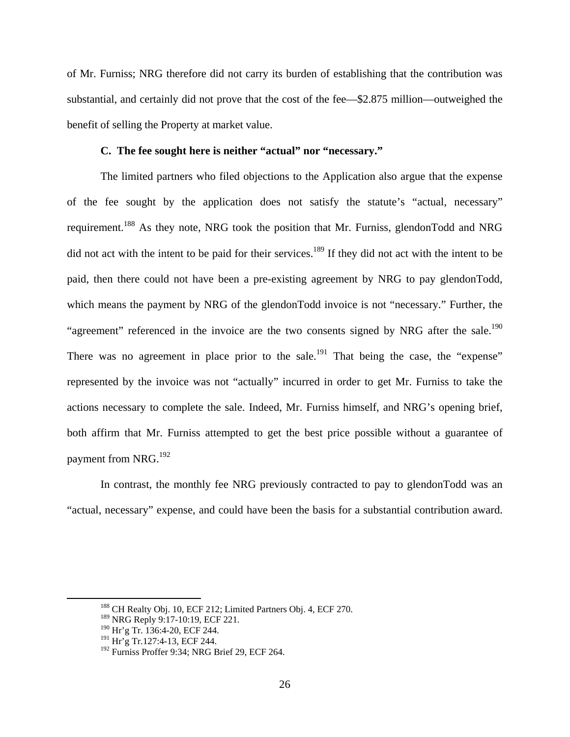of Mr. Furniss; NRG therefore did not carry its burden of establishing that the contribution was substantial, and certainly did not prove that the cost of the fee—$2.875 million—outweighed the benefit of selling the Property at market value.

### C. The fee sought here is neither "actual" nor "necessary."

The limited partners who filed objections to the Application also argue that the expense of the fee sought by the application does not satisfy the statute's "actual, necessary" requirement.[188] As they note, NRG took the position that Mr. Furniss, glendonTodd and NRG did not act with the intent to be paid for their services.[189] If they did not act with the intent to be paid, then there could not have been a pre-existing agreement by NRG to pay glendonTodd, which means the payment by NRG of the glendonTodd invoice is not "necessary." Further, the "agreement" referenced in the invoice are the two consents signed by NRG after the sale.[190] There was no agreement in place prior to the sale.[191] That being the case, the "expense" represented by the invoice was not "actually" incurred in order to get Mr. Furniss to take the actions necessary to complete the sale. Indeed, Mr. Furniss himself, and NRG's opening brief, both affirm that Mr. Furniss attempted to get the best price possible without a guarantee of payment from NRG.[192]

In contrast, the monthly fee NRG previously contracted to pay to glendonTodd was an "actual, necessary" expense, and could have been the basis for a substantial contribution award.

---

[188] CH Realty Obj. 10, ECF 212; Limited Partners Obj. 4, ECF 270.
[189] NRG Reply 9:17-10:19, ECF 221.
[190] Hr'g Tr. 136:4-20, ECF 244.
[191] Hr'g Tr.127:4-13, ECF 244.
[192] Furniss Proffer 9:34; NRG Brief 29, ECF 264.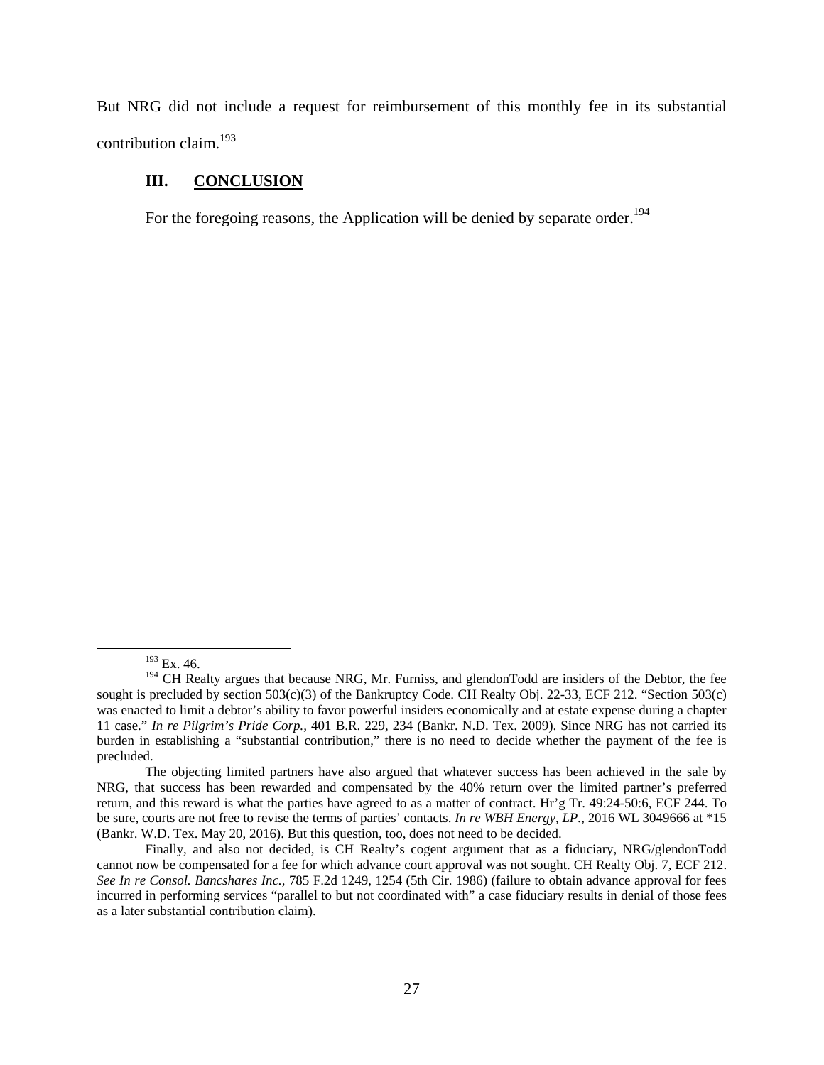But NRG did not include a request for reimbursement of this monthly fee in its substantial contribution claim.[193]

## III. CONCLUSION

For the foregoing reasons, the Application will be denied by separate order.[194]

---

[193] Ex. 46.

[194] CH Realty argues that because NRG, Mr. Furniss, and glendonTodd are insiders of the Debtor, the fee sought is precluded by section 503(c)(3) of the Bankruptcy Code. CH Realty Obj. 22-33, ECF 212. "Section 503(c) was enacted to limit a debtor's ability to favor powerful insiders economically and at estate expense during a chapter 11 case." *In re Pilgrim's Pride Corp.,* 401 B.R. 229, 234 (Bankr. N.D. Tex. 2009). Since NRG has not carried its burden in establishing a "substantial contribution," there is no need to decide whether the payment of the fee is precluded.

The objecting limited partners have also argued that whatever success has been achieved in the sale by NRG, that success has been rewarded and compensated by the 40% return over the limited partner's preferred return, and this reward is what the parties have agreed to as a matter of contract. Hr'g Tr. 49:24-50:6, ECF 244. To be sure, courts are not free to revise the terms of parties' contacts. *In re WBH Energy, LP.*, 2016 WL 3049666 at *15 (Bankr. W.D. Tex. May 20, 2016). But this question, too, does not need to be decided.

Finally, and also not decided, is CH Realty's cogent argument that as a fiduciary, NRG/glendonTodd cannot now be compensated for a fee for which advance court approval was not sought. CH Realty Obj. 7, ECF 212. *See In re Consol. Bancshares Inc.,* 785 F.2d 1249, 1254 (5th Cir. 1986) (failure to obtain advance approval for fees incurred in performing services "parallel to but not coordinated with" a case fiduciary results in denial of those fees as a later substantial contribution claim).